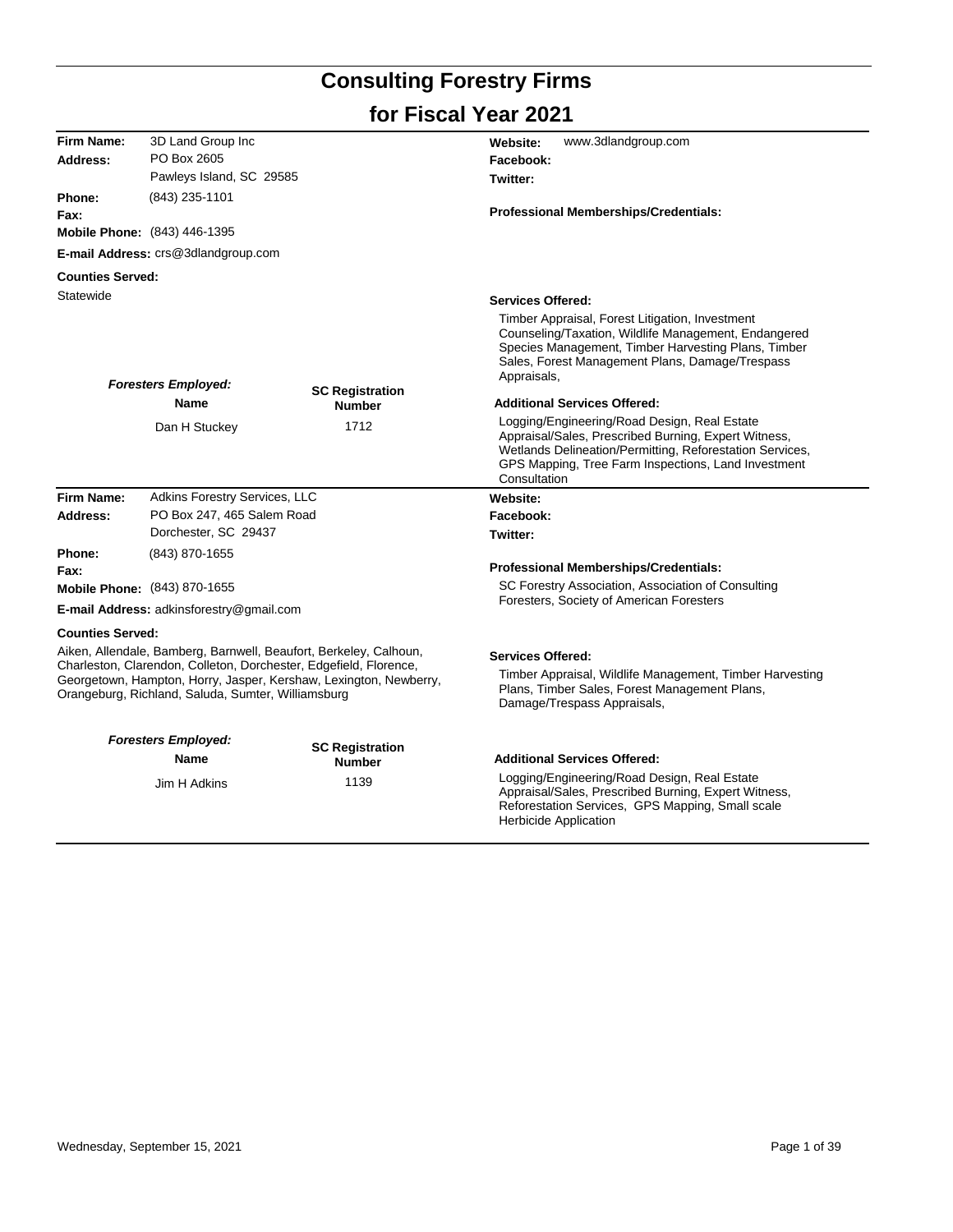# Consulting Forestry Firms

## for Fiscal Year 2021

**Firm Name:** 3D Land Group Inc
**Address:** PO Box 2605
Pawleys Island, SC 29585
**Phone:** (843) 235-1101
**Fax:**
**Mobile Phone:** (843) 446-1395
**E-mail Address:** crs@3dlandgroup.com

**Website:** www.3dlandgroup.com
**Facebook:**
**Twitter:**

**Professional Memberships/Credentials:**

**Counties Served:**
Statewide

**Services Offered:**
Timber Appraisal, Forest Litigation, Investment Counseling/Taxation, Wildlife Management, Endangered Species Management, Timber Harvesting Plans, Timber Sales, Forest Management Plans, Damage/Trespass Appraisals,

***Foresters Employed:***

| Name | SC Registration Number |
|---|---|
| Dan H Stuckey | 1712 |

**Additional Services Offered:**
Logging/Engineering/Road Design, Real Estate Appraisal/Sales, Prescribed Burning, Expert Witness, Wetlands Delineation/Permitting, Reforestation Services, GPS Mapping, Tree Farm Inspections, Land Investment Consultation

---

**Firm Name:** Adkins Forestry Services, LLC
**Address:** PO Box 247, 465 Salem Road
Dorchester, SC 29437
**Phone:** (843) 870-1655
**Fax:**
**Mobile Phone:** (843) 870-1655
**E-mail Address:** adkinsforestry@gmail.com

**Website:**
**Facebook:**
**Twitter:**

**Professional Memberships/Credentials:**
SC Forestry Association, Association of Consulting Foresters, Society of American Foresters

**Counties Served:**
Aiken, Allendale, Bamberg, Barnwell, Beaufort, Berkeley, Calhoun, Charleston, Clarendon, Colleton, Dorchester, Edgefield, Florence, Georgetown, Hampton, Horry, Jasper, Kershaw, Lexington, Newberry, Orangeburg, Richland, Saluda, Sumter, Williamsburg

**Services Offered:**
Timber Appraisal, Wildlife Management, Timber Harvesting Plans, Timber Sales, Forest Management Plans, Damage/Trespass Appraisals,

***Foresters Employed:***

| Name | SC Registration Number |
|---|---|
| Jim H Adkins | 1139 |

**Additional Services Offered:**
Logging/Engineering/Road Design, Real Estate Appraisal/Sales, Prescribed Burning, Expert Witness, Reforestation Services, GPS Mapping, Small scale Herbicide Application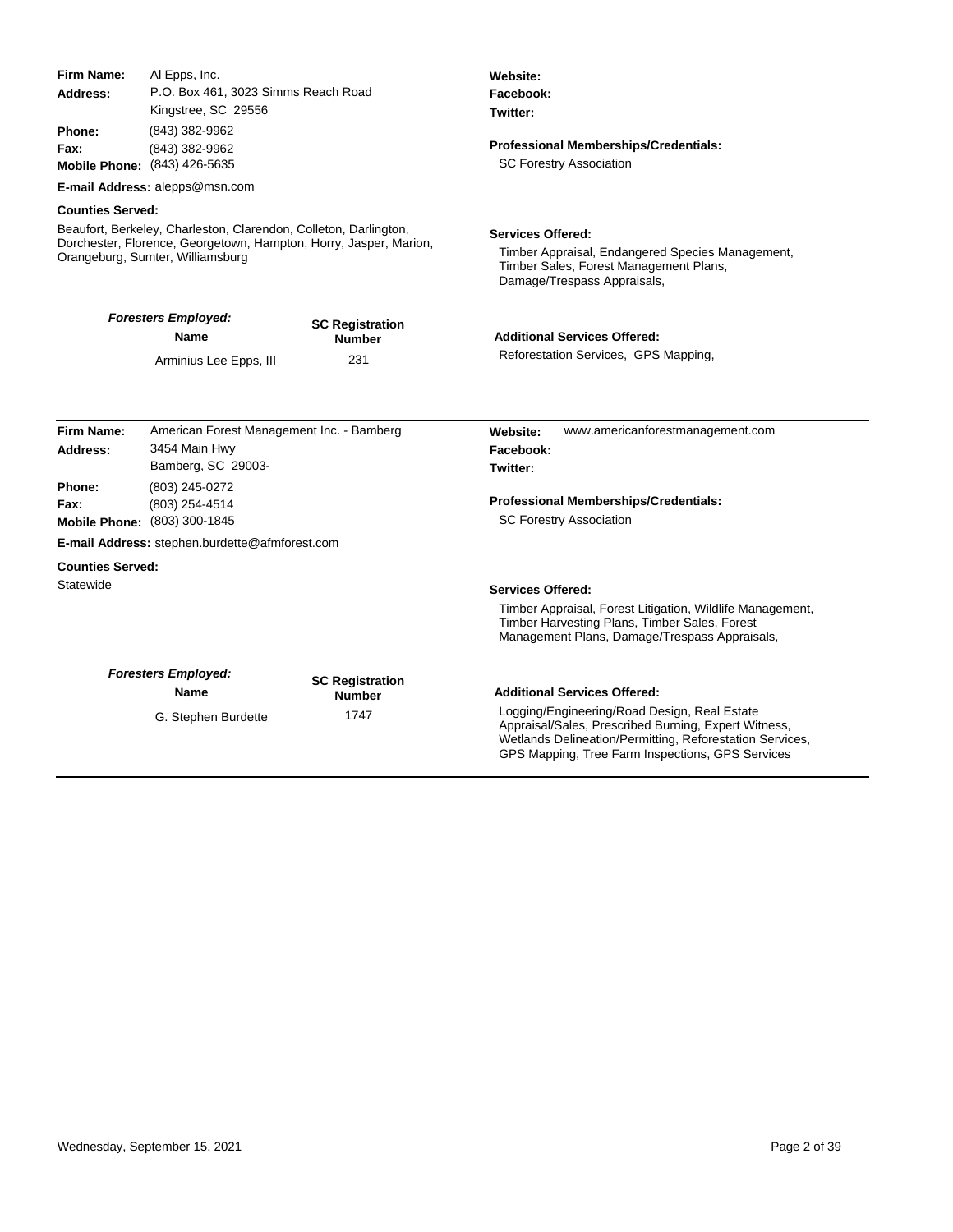**Firm Name:** Al Epps, Inc.
**Address:** P.O. Box 461, 3023 Simms Reach Road
Kingstree, SC 29556
**Phone:** (843) 382-9962
**Fax:** (843) 382-9962
**Mobile Phone:** (843) 426-5635
**E-mail Address:** alepps@msn.com

**Counties Served:**
Beaufort, Berkeley, Charleston, Clarendon, Colleton, Darlington, Dorchester, Florence, Georgetown, Hampton, Horry, Jasper, Marion, Orangeburg, Sumter, Williamsburg

***Foresters Employed:***

| Name | SC Registration Number |
| --- | --- |
| Arminius Lee Epps, III | 231 |

**Website:**
**Facebook:**
**Twitter:**

**Professional Memberships/Credentials:**
SC Forestry Association

**Services Offered:**
Timber Appraisal, Endangered Species Management, Timber Sales, Forest Management Plans, Damage/Trespass Appraisals,

**Additional Services Offered:**
Reforestation Services, GPS Mapping,

---

**Firm Name:** American Forest Management Inc. - Bamberg
**Address:** 3454 Main Hwy
Bamberg, SC 29003-
**Phone:** (803) 245-0272
**Fax:** (803) 254-4514
**Mobile Phone:** (803) 300-1845
**E-mail Address:** stephen.burdette@afmforest.com

**Counties Served:**
Statewide

***Foresters Employed:***

| Name | SC Registration Number |
| --- | --- |
| G. Stephen Burdette | 1747 |

**Website:** www.americanforestmanagement.com
**Facebook:**
**Twitter:**

**Professional Memberships/Credentials:**
SC Forestry Association

**Services Offered:**
Timber Appraisal, Forest Litigation, Wildlife Management, Timber Harvesting Plans, Timber Sales, Forest Management Plans, Damage/Trespass Appraisals,

**Additional Services Offered:**
Logging/Engineering/Road Design, Real Estate Appraisal/Sales, Prescribed Burning, Expert Witness, Wetlands Delineation/Permitting, Reforestation Services, GPS Mapping, Tree Farm Inspections, GPS Services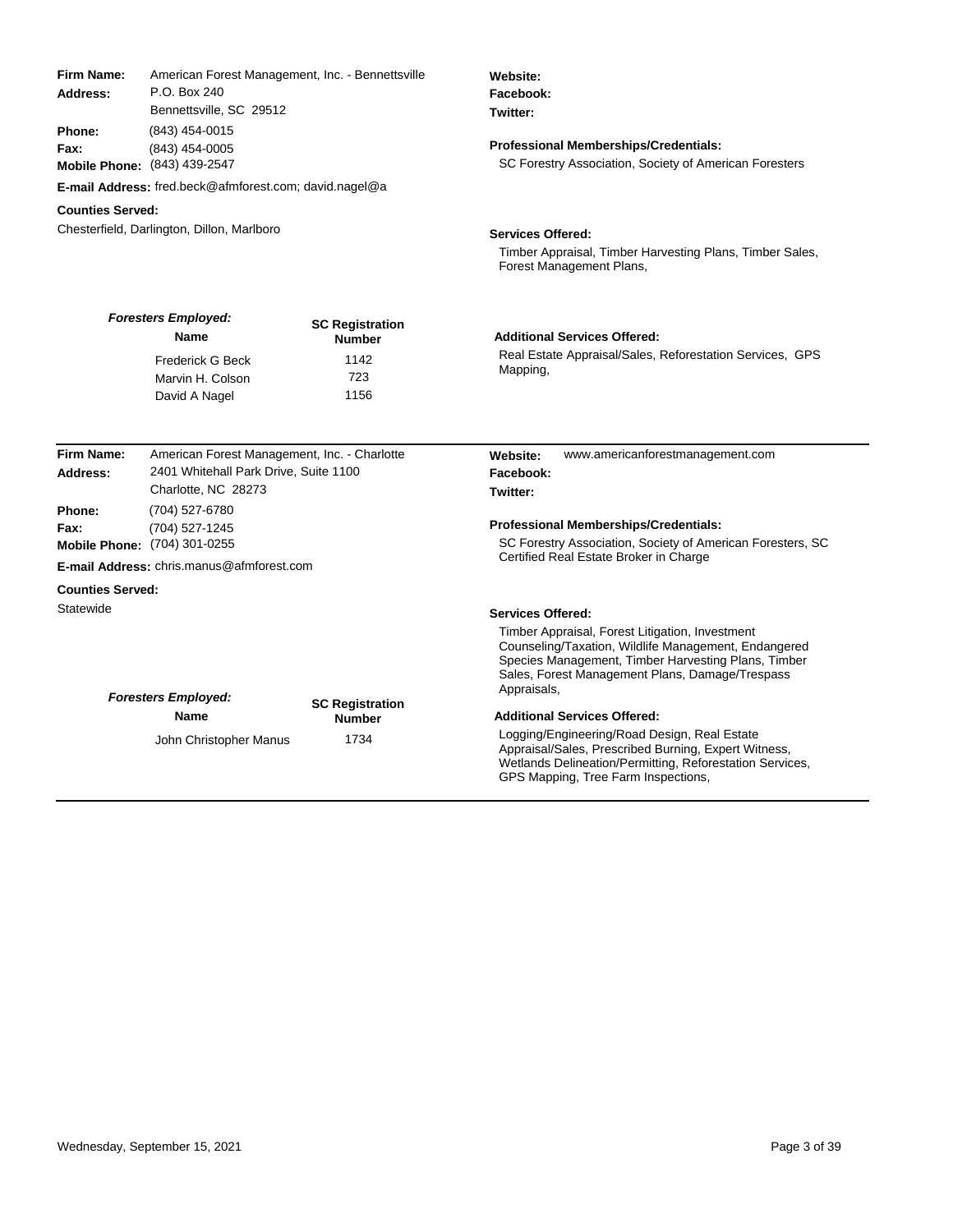**Firm Name:** American Forest Management, Inc. - Bennettsville
**Address:** P.O. Box 240
Bennettsville, SC 29512
**Phone:** (843) 454-0015
**Fax:** (843) 454-0005
**Mobile Phone:** (843) 439-2547
**E-mail Address:** fred.beck@afmforest.com; david.nagel@a

**Counties Served:**
Chesterfield, Darlington, Dillon, Marlboro

**Website:**
**Facebook:**
**Twitter:**

**Professional Memberships/Credentials:**
SC Forestry Association, Society of American Foresters

**Services Offered:**
Timber Appraisal, Timber Harvesting Plans, Timber Sales, Forest Management Plans,

***Foresters Employed:***

| Name | SC Registration Number |
|---|---|
| Frederick G Beck | 1142 |
| Marvin H. Colson | 723 |
| David A Nagel | 1156 |

**Additional Services Offered:**
Real Estate Appraisal/Sales, Reforestation Services, GPS Mapping,

---

**Firm Name:** American Forest Management, Inc. - Charlotte
**Address:** 2401 Whitehall Park Drive, Suite 1100
Charlotte, NC 28273
**Phone:** (704) 527-6780
**Fax:** (704) 527-1245
**Mobile Phone:** (704) 301-0255
**E-mail Address:** chris.manus@afmforest.com

**Counties Served:**
Statewide

**Website:** www.americanforestmanagement.com
**Facebook:**
**Twitter:**

**Professional Memberships/Credentials:**
SC Forestry Association, Society of American Foresters, SC Certified Real Estate Broker in Charge

**Services Offered:**
Timber Appraisal, Forest Litigation, Investment Counseling/Taxation, Wildlife Management, Endangered Species Management, Timber Harvesting Plans, Timber Sales, Forest Management Plans, Damage/Trespass Appraisals,

***Foresters Employed:***

| Name | SC Registration Number |
|---|---|
| John Christopher Manus | 1734 |

**Additional Services Offered:**
Logging/Engineering/Road Design, Real Estate Appraisal/Sales, Prescribed Burning, Expert Witness, Wetlands Delineation/Permitting, Reforestation Services, GPS Mapping, Tree Farm Inspections,

Wednesday, September 15, 2021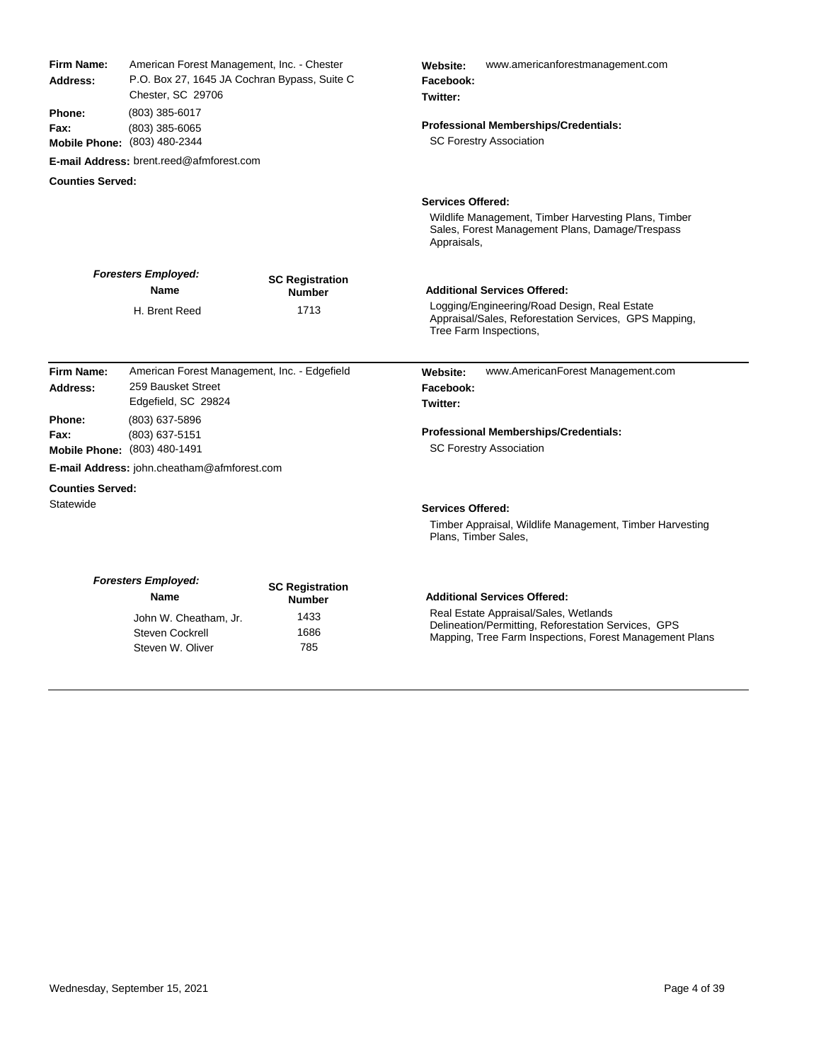**Firm Name:** American Forest Management, Inc. - Chester
**Address:** P.O. Box 27, 1645 JA Cochran Bypass, Suite C
Chester, SC 29706
**Phone:** (803) 385-6017
**Fax:** (803) 385-6065
**Mobile Phone:** (803) 480-2344
**E-mail Address:** brent.reed@afmforest.com
**Counties Served:**

**Website:** www.americanforestmanagement.com
**Facebook:**
**Twitter:**

**Professional Memberships/Credentials:**
SC Forestry Association

**Services Offered:**
Wildlife Management, Timber Harvesting Plans, Timber Sales, Forest Management Plans, Damage/Trespass Appraisals,

***Foresters Employed:***

| Name | SC Registration Number |
| --- | --- |
| H. Brent Reed | 1713 |

**Additional Services Offered:**
Logging/Engineering/Road Design, Real Estate Appraisal/Sales, Reforestation Services, GPS Mapping, Tree Farm Inspections,

---

**Firm Name:** American Forest Management, Inc. - Edgefield
**Address:** 259 Bausket Street
Edgefield, SC 29824
**Phone:** (803) 637-5896
**Fax:** (803) 637-5151
**Mobile Phone:** (803) 480-1491
**E-mail Address:** john.cheatham@afmforest.com
**Counties Served:**
Statewide

**Website:** www.AmericanForest Management.com
**Facebook:**
**Twitter:**

**Professional Memberships/Credentials:**
SC Forestry Association

**Services Offered:**
Timber Appraisal, Wildlife Management, Timber Harvesting Plans, Timber Sales,

***Foresters Employed:***

| Name | SC Registration Number |
| --- | --- |
| John W. Cheatham, Jr. | 1433 |
| Steven Cockrell | 1686 |
| Steven W. Oliver | 785 |

**Additional Services Offered:**
Real Estate Appraisal/Sales, Wetlands Delineation/Permitting, Reforestation Services, GPS Mapping, Tree Farm Inspections, Forest Management Plans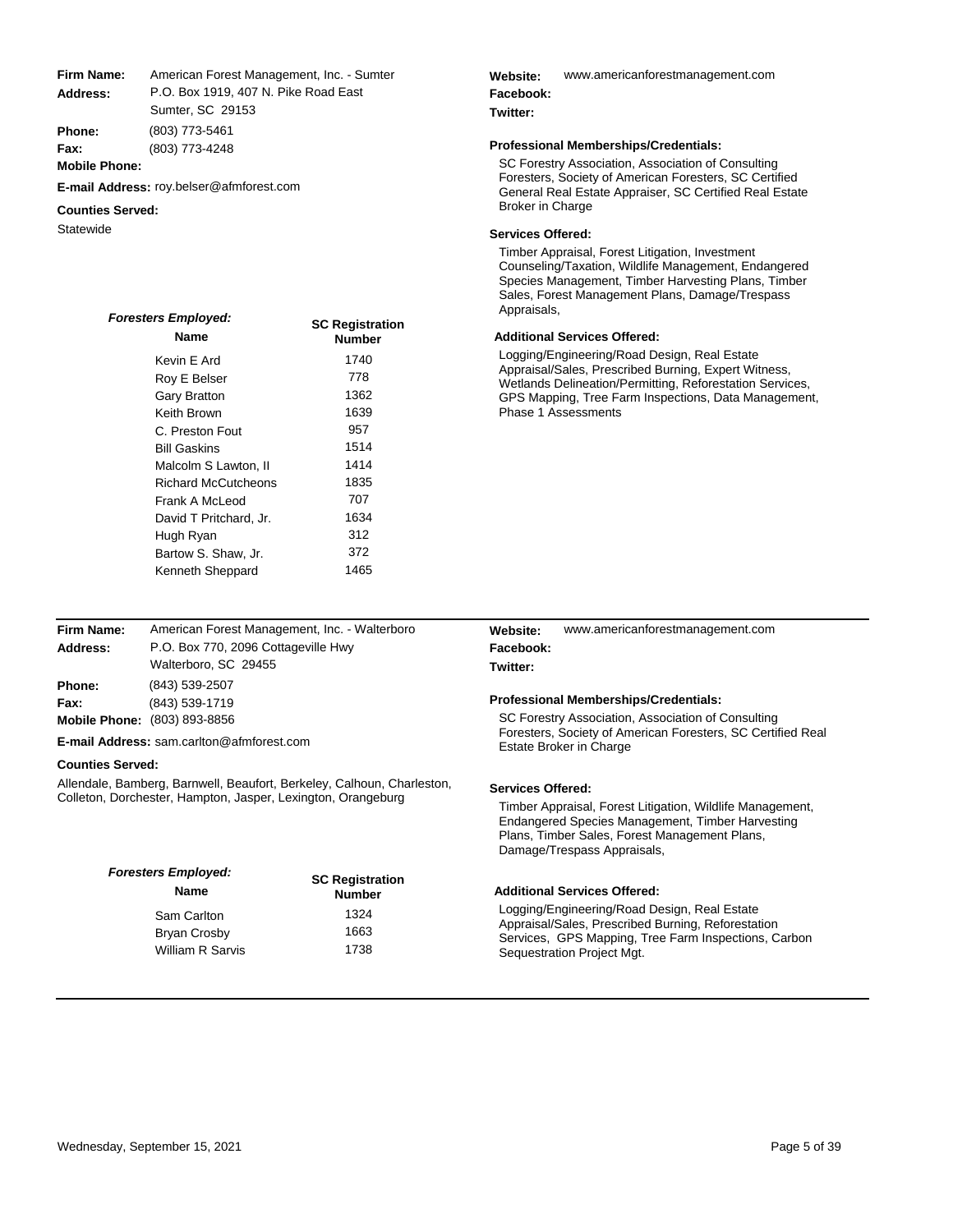**Firm Name:** American Forest Management, Inc. - Sumter
**Address:** P.O. Box 1919, 407 N. Pike Road East
Sumter, SC 29153
**Phone:** (803) 773-5461
**Fax:** (803) 773-4248
**Mobile Phone:**
**E-mail Address:** roy.belser@afmforest.com

**Counties Served:**
Statewide

**Website:** www.americanforestmanagement.com
**Facebook:**
**Twitter:**

**Professional Memberships/Credentials:**
SC Forestry Association, Association of Consulting Foresters, Society of American Foresters, SC Certified General Real Estate Appraiser, SC Certified Real Estate Broker in Charge

**Services Offered:**
Timber Appraisal, Forest Litigation, Investment Counseling/Taxation, Wildlife Management, Endangered Species Management, Timber Harvesting Plans, Timber Sales, Forest Management Plans, Damage/Trespass Appraisals,

**Additional Services Offered:**
Logging/Engineering/Road Design, Real Estate Appraisal/Sales, Prescribed Burning, Expert Witness, Wetlands Delineation/Permitting, Reforestation Services, GPS Mapping, Tree Farm Inspections, Data Management, Phase 1 Assessments

***Foresters Employed:***

| Name | SC Registration Number |
|---|---|
| Kevin E Ard | 1740 |
| Roy E Belser | 778 |
| Gary Bratton | 1362 |
| Keith Brown | 1639 |
| C. Preston Fout | 957 |
| Bill Gaskins | 1514 |
| Malcolm S Lawton, II | 1414 |
| Richard McCutcheons | 1835 |
| Frank A McLeod | 707 |
| David T Pritchard, Jr. | 1634 |
| Hugh Ryan | 312 |
| Bartow S. Shaw, Jr. | 372 |
| Kenneth Sheppard | 1465 |

---

**Firm Name:** American Forest Management, Inc. - Walterboro
**Address:** P.O. Box 770, 2096 Cottageville Hwy
Walterboro, SC 29455
**Phone:** (843) 539-2507
**Fax:** (843) 539-1719
**Mobile Phone:** (803) 893-8856
**E-mail Address:** sam.carlton@afmforest.com

**Counties Served:**
Allendale, Bamberg, Barnwell, Beaufort, Berkeley, Calhoun, Charleston, Colleton, Dorchester, Hampton, Jasper, Lexington, Orangeburg

**Website:** www.americanforestmanagement.com
**Facebook:**
**Twitter:**

**Professional Memberships/Credentials:**
SC Forestry Association, Association of Consulting Foresters, Society of American Foresters, SC Certified Real Estate Broker in Charge

**Services Offered:**
Timber Appraisal, Forest Litigation, Wildlife Management, Endangered Species Management, Timber Harvesting Plans, Timber Sales, Forest Management Plans, Damage/Trespass Appraisals,

**Additional Services Offered:**
Logging/Engineering/Road Design, Real Estate Appraisal/Sales, Prescribed Burning, Reforestation Services, GPS Mapping, Tree Farm Inspections, Carbon Sequestration Project Mgt.

***Foresters Employed:***

| Name | SC Registration Number |
|---|---|
| Sam Carlton | 1324 |
| Bryan Crosby | 1663 |
| William R Sarvis | 1738 |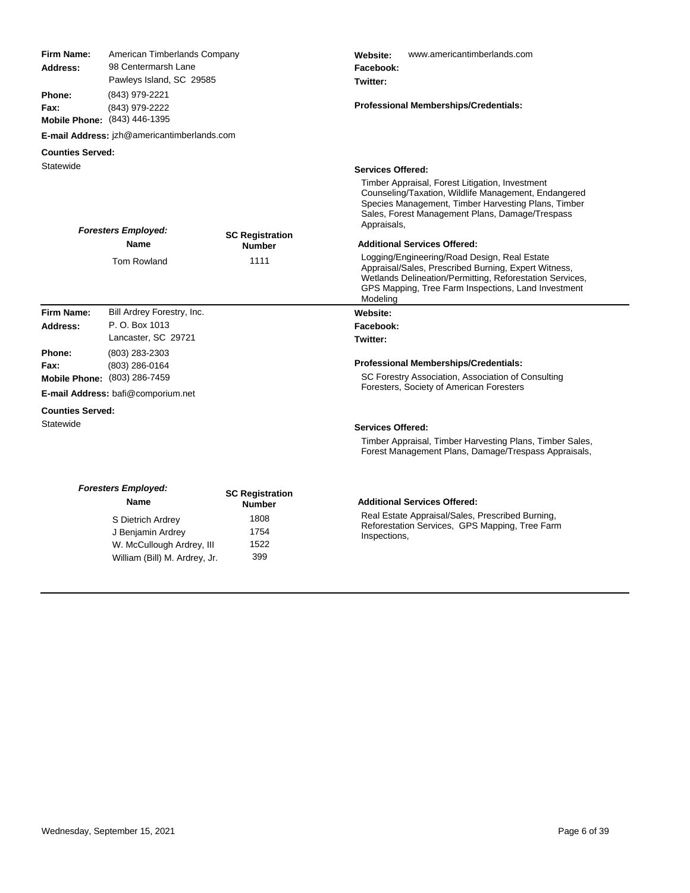**Firm Name:** American Timberlands Company
**Address:** 98 Centermarsh Lane
Pawleys Island, SC 29585
**Phone:** (843) 979-2221
**Fax:** (843) 979-2222
**Mobile Phone:** (843) 446-1395
**E-mail Address:** jzh@americantimberlands.com

**Website:** www.americantimberlands.com
**Facebook:**
**Twitter:**

**Professional Memberships/Credentials:**

**Counties Served:**
Statewide

**Services Offered:**
Timber Appraisal, Forest Litigation, Investment Counseling/Taxation, Wildlife Management, Endangered Species Management, Timber Harvesting Plans, Timber Sales, Forest Management Plans, Damage/Trespass Appraisals,

***Foresters Employed:***

| Name | SC Registration Number |
|---|---|
| Tom Rowland | 1111 |

**Additional Services Offered:**
Logging/Engineering/Road Design, Real Estate Appraisal/Sales, Prescribed Burning, Expert Witness, Wetlands Delineation/Permitting, Reforestation Services, GPS Mapping, Tree Farm Inspections, Land Investment Modeling

---

**Firm Name:** Bill Ardrey Forestry, Inc.
**Address:** P. O. Box 1013
Lancaster, SC 29721
**Phone:** (803) 283-2303
**Fax:** (803) 286-0164
**Mobile Phone:** (803) 286-7459
**E-mail Address:** bafi@comporium.net

**Website:**
**Facebook:**
**Twitter:**

**Professional Memberships/Credentials:**
SC Forestry Association, Association of Consulting Foresters, Society of American Foresters

**Counties Served:**
Statewide

**Services Offered:**
Timber Appraisal, Timber Harvesting Plans, Timber Sales, Forest Management Plans, Damage/Trespass Appraisals,

***Foresters Employed:***

| Name | SC Registration Number |
|---|---|
| S Dietrich Ardrey | 1808 |
| J Benjamin Ardrey | 1754 |
| W. McCullough Ardrey, III | 1522 |
| William (Bill) M. Ardrey, Jr. | 399 |

**Additional Services Offered:**
Real Estate Appraisal/Sales, Prescribed Burning, Reforestation Services, GPS Mapping, Tree Farm Inspections,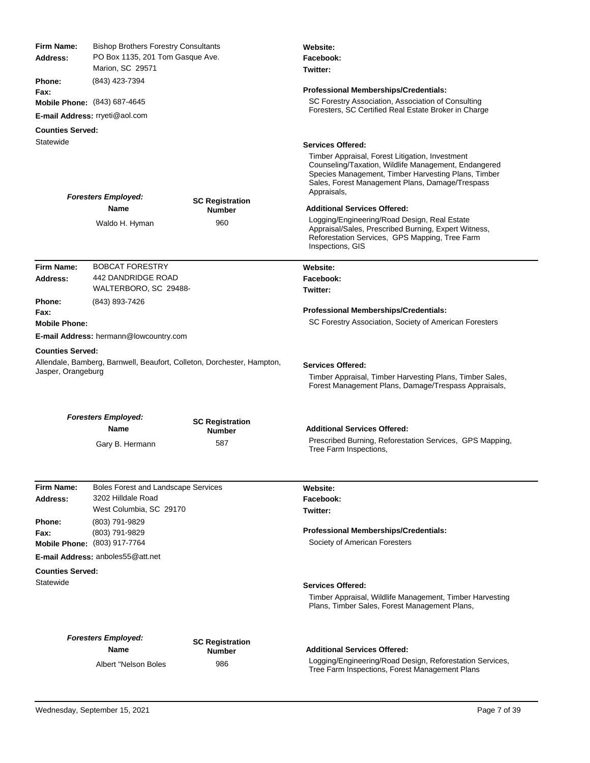**Firm Name:** Bishop Brothers Forestry Consultants
**Address:** PO Box 1135, 201 Tom Gasque Ave.
Marion, SC 29571
**Phone:** (843) 423-7394
**Fax:**
**Mobile Phone:** (843) 687-4645
**E-mail Address:** rryeti@aol.com

**Counties Served:**
Statewide

***Foresters Employed:***

| Name | SC Registration Number |
| --- | --- |
| Waldo H. Hyman | 960 |

**Website:**
**Facebook:**
**Twitter:**

**Professional Memberships/Credentials:**
SC Forestry Association, Association of Consulting Foresters, SC Certified Real Estate Broker in Charge

**Services Offered:**
Timber Appraisal, Forest Litigation, Investment Counseling/Taxation, Wildlife Management, Endangered Species Management, Timber Harvesting Plans, Timber Sales, Forest Management Plans, Damage/Trespass Appraisals,

**Additional Services Offered:**
Logging/Engineering/Road Design, Real Estate Appraisal/Sales, Prescribed Burning, Expert Witness, Reforestation Services, GPS Mapping, Tree Farm Inspections, GIS

---

**Firm Name:** BOBCAT FORESTRY
**Address:** 442 DANDRIDGE ROAD
WALTERBORO, SC 29488-
**Phone:** (843) 893-7426
**Fax:**
**Mobile Phone:**
**E-mail Address:** hermann@lowcountry.com

**Counties Served:**
Allendale, Bamberg, Barnwell, Beaufort, Colleton, Dorchester, Hampton, Jasper, Orangeburg

***Foresters Employed:***

| Name | SC Registration Number |
| --- | --- |
| Gary B. Hermann | 587 |

**Website:**
**Facebook:**
**Twitter:**

**Professional Memberships/Credentials:**
SC Forestry Association, Society of American Foresters

**Services Offered:**
Timber Appraisal, Timber Harvesting Plans, Timber Sales, Forest Management Plans, Damage/Trespass Appraisals,

**Additional Services Offered:**
Prescribed Burning, Reforestation Services, GPS Mapping, Tree Farm Inspections,

---

**Firm Name:** Boles Forest and Landscape Services
**Address:** 3202 Hilldale Road
West Columbia, SC 29170
**Phone:** (803) 791-9829
**Fax:** (803) 791-9829
**Mobile Phone:** (803) 917-7764
**E-mail Address:** anboles55@att.net

**Counties Served:**
Statewide

***Foresters Employed:***

| Name | SC Registration Number |
| --- | --- |
| Albert "Nelson Boles | 986 |

**Website:**
**Facebook:**
**Twitter:**

**Professional Memberships/Credentials:**
Society of American Foresters

**Services Offered:**
Timber Appraisal, Wildlife Management, Timber Harvesting Plans, Timber Sales, Forest Management Plans,

**Additional Services Offered:**
Logging/Engineering/Road Design, Reforestation Services, Tree Farm Inspections, Forest Management Plans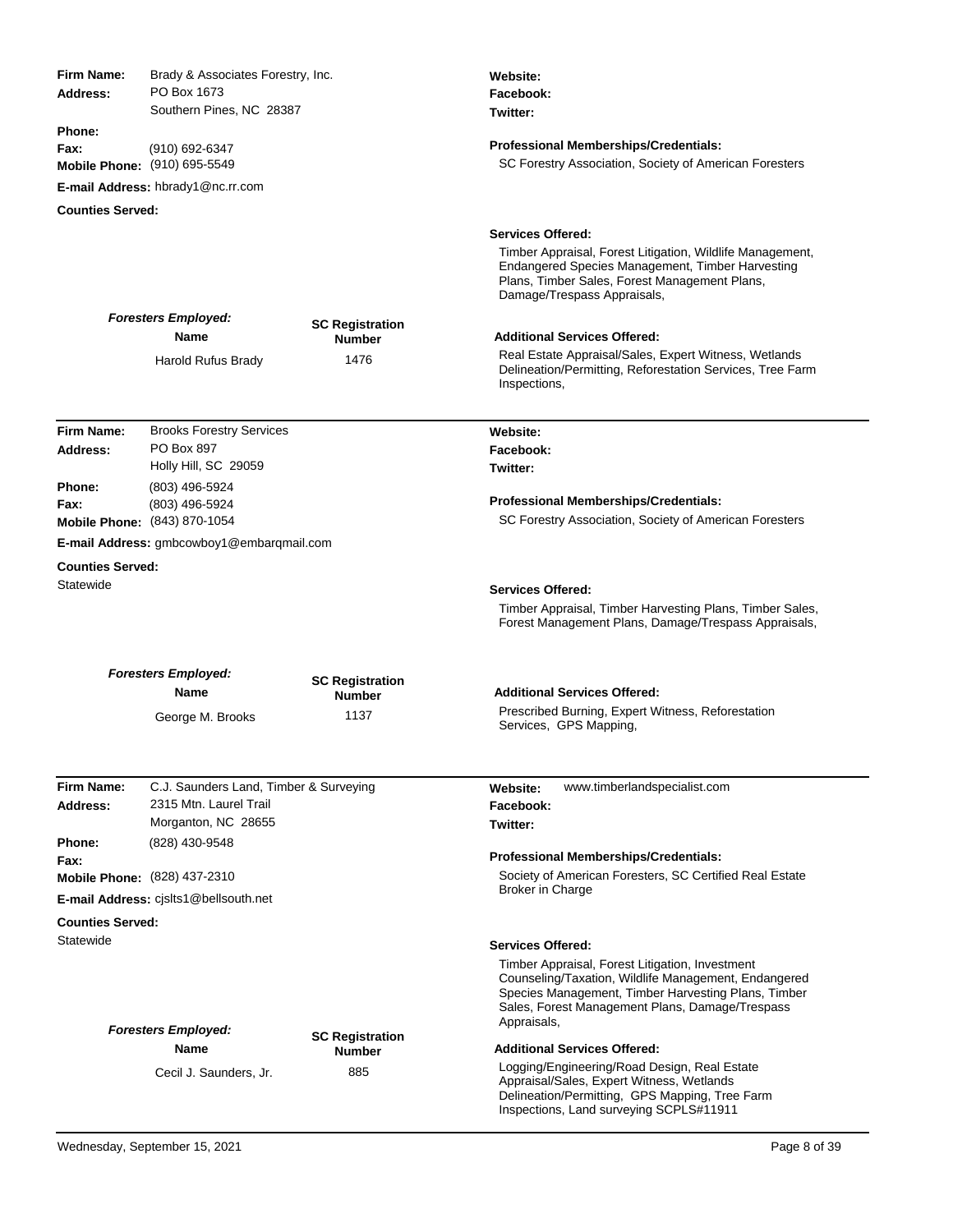**Firm Name:** Brady & Associates Forestry, Inc.
**Address:** PO Box 1673
Southern Pines, NC 28387
**Phone:**
**Fax:** (910) 692-6347
**Mobile Phone:** (910) 695-5549
**E-mail Address:** hbrady1@nc.rr.com
**Counties Served:**

**Website:**
**Facebook:**
**Twitter:**

**Professional Memberships/Credentials:**
SC Forestry Association, Society of American Foresters

**Services Offered:**
Timber Appraisal, Forest Litigation, Wildlife Management, Endangered Species Management, Timber Harvesting Plans, Timber Sales, Forest Management Plans, Damage/Trespass Appraisals,

***Foresters Employed:***

| Name | SC Registration Number |
| --- | --- |
| Harold Rufus Brady | 1476 |

**Additional Services Offered:**
Real Estate Appraisal/Sales, Expert Witness, Wetlands Delineation/Permitting, Reforestation Services, Tree Farm Inspections,

---

**Firm Name:** Brooks Forestry Services
**Address:** PO Box 897
Holly Hill, SC 29059
**Phone:** (803) 496-5924
**Fax:** (803) 496-5924
**Mobile Phone:** (843) 870-1054
**E-mail Address:** gmbcowboy1@embarqmail.com
**Counties Served:**
Statewide

**Website:**
**Facebook:**
**Twitter:**

**Professional Memberships/Credentials:**
SC Forestry Association, Society of American Foresters

**Services Offered:**
Timber Appraisal, Timber Harvesting Plans, Timber Sales, Forest Management Plans, Damage/Trespass Appraisals,

***Foresters Employed:***

| Name | SC Registration Number |
| --- | --- |
| George M. Brooks | 1137 |

**Additional Services Offered:**
Prescribed Burning, Expert Witness, Reforestation Services, GPS Mapping,

---

**Firm Name:** C.J. Saunders Land, Timber & Surveying
**Address:** 2315 Mtn. Laurel Trail
Morganton, NC 28655
**Phone:** (828) 430-9548
**Fax:**
**Mobile Phone:** (828) 437-2310
**E-mail Address:** cjslts1@bellsouth.net
**Counties Served:**
Statewide

**Website:** www.timberlandspecialist.com
**Facebook:**
**Twitter:**

**Professional Memberships/Credentials:**
Society of American Foresters, SC Certified Real Estate Broker in Charge

**Services Offered:**
Timber Appraisal, Forest Litigation, Investment Counseling/Taxation, Wildlife Management, Endangered Species Management, Timber Harvesting Plans, Timber Sales, Forest Management Plans, Damage/Trespass Appraisals,

***Foresters Employed:***

| Name | SC Registration Number |
| --- | --- |
| Cecil J. Saunders, Jr. | 885 |

**Additional Services Offered:**
Logging/Engineering/Road Design, Real Estate Appraisal/Sales, Expert Witness, Wetlands Delineation/Permitting, GPS Mapping, Tree Farm Inspections, Land surveying SCPLS#11911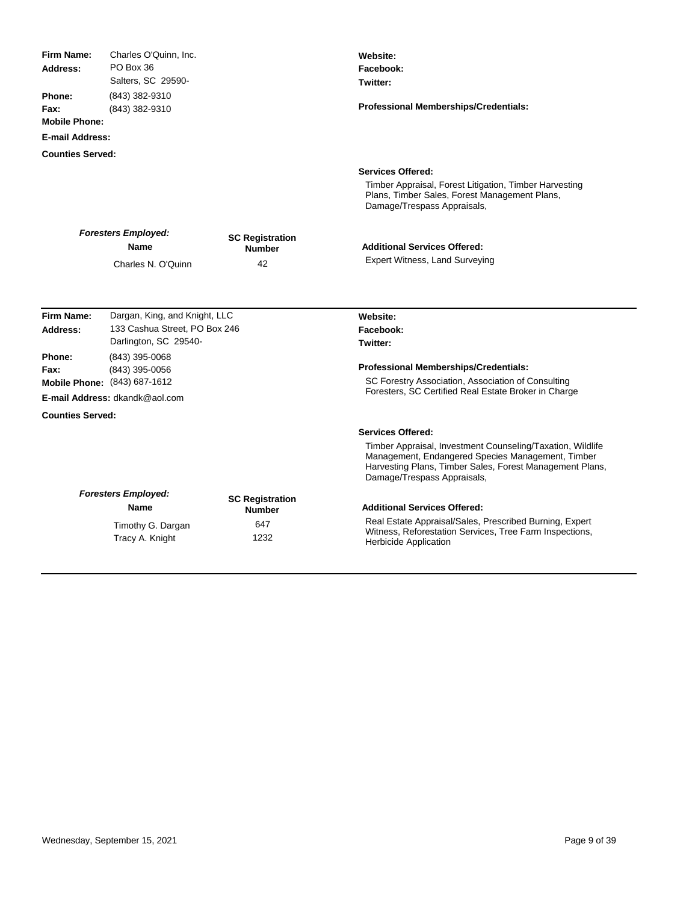**Firm Name:** Charles O'Quinn, Inc.
**Address:** PO Box 36
Salters, SC 29590-
**Phone:** (843) 382-9310
**Fax:** (843) 382-9310
**Mobile Phone:**
**E-mail Address:**
**Counties Served:**

**Website:**
**Facebook:**
**Twitter:**

**Professional Memberships/Credentials:**

**Services Offered:**
Timber Appraisal, Forest Litigation, Timber Harvesting Plans, Timber Sales, Forest Management Plans, Damage/Trespass Appraisals,

***Foresters Employed:***

| Name | SC Registration Number |
|---|---|
| Charles N. O'Quinn | 42 |

**Additional Services Offered:**
Expert Witness, Land Surveying

---

**Firm Name:** Dargan, King, and Knight, LLC
**Address:** 133 Cashua Street, PO Box 246
Darlington, SC 29540-
**Phone:** (843) 395-0068
**Fax:** (843) 395-0056
**Mobile Phone:** (843) 687-1612
**E-mail Address:** dkandk@aol.com
**Counties Served:**

**Website:**
**Facebook:**
**Twitter:**

**Professional Memberships/Credentials:**
SC Forestry Association, Association of Consulting Foresters, SC Certified Real Estate Broker in Charge

**Services Offered:**
Timber Appraisal, Investment Counseling/Taxation, Wildlife Management, Endangered Species Management, Timber Harvesting Plans, Timber Sales, Forest Management Plans, Damage/Trespass Appraisals,

***Foresters Employed:***

| Name | SC Registration Number |
|---|---|
| Timothy G. Dargan | 647 |
| Tracy A. Knight | 1232 |

**Additional Services Offered:**
Real Estate Appraisal/Sales, Prescribed Burning, Expert Witness, Reforestation Services, Tree Farm Inspections, Herbicide Application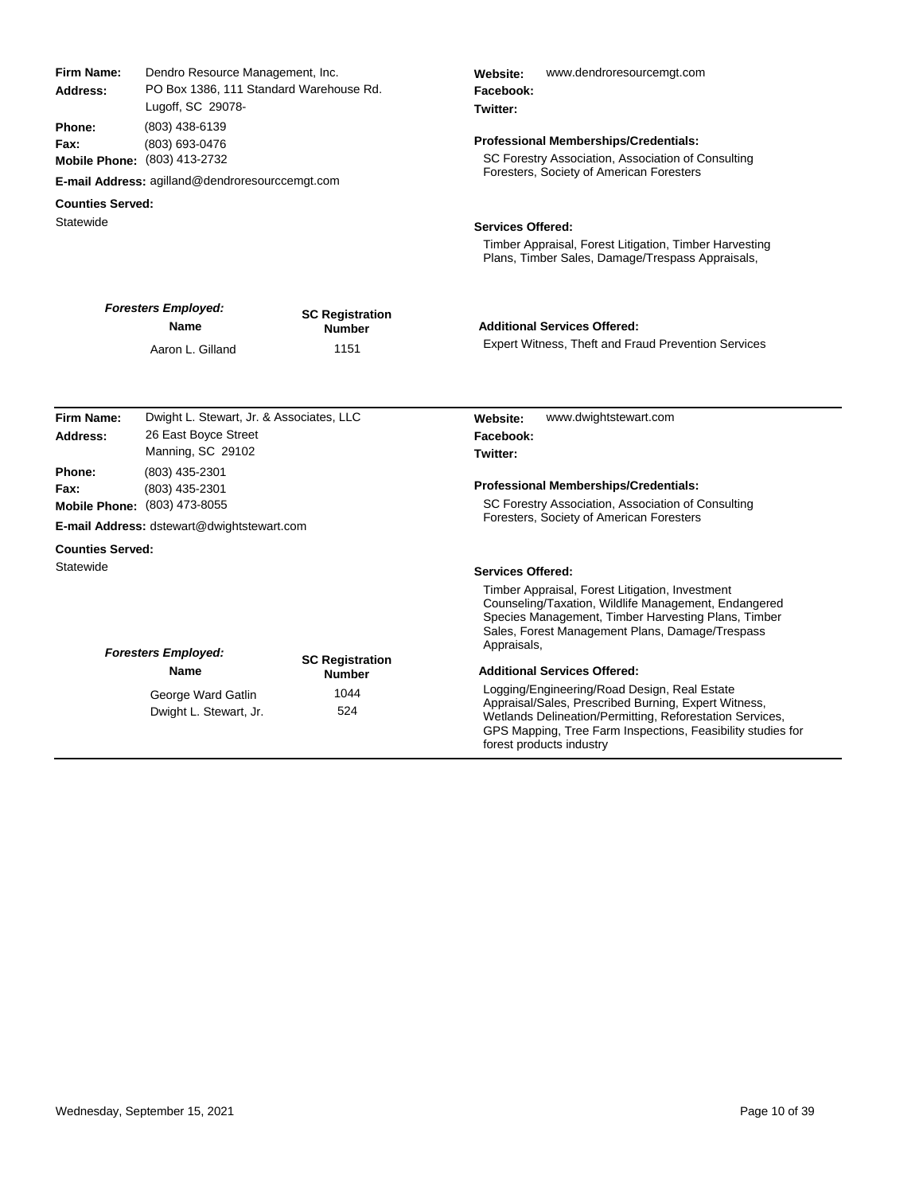**Firm Name:** Dendro Resource Management, Inc.
**Address:** PO Box 1386, 111 Standard Warehouse Rd.
Lugoff, SC 29078-
**Phone:** (803) 438-6139
**Fax:** (803) 693-0476
**Mobile Phone:** (803) 413-2732
**E-mail Address:** agilland@dendroresourccemgt.com

**Counties Served:**
Statewide

**Website:** www.dendroresourcemgt.com
**Facebook:**
**Twitter:**

**Professional Memberships/Credentials:**
SC Forestry Association, Association of Consulting Foresters, Society of American Foresters

**Services Offered:**
Timber Appraisal, Forest Litigation, Timber Harvesting Plans, Timber Sales, Damage/Trespass Appraisals,

***Foresters Employed:***

| Name | SC Registration Number |
|---|---|
| Aaron L. Gilland | 1151 |

**Additional Services Offered:**
Expert Witness, Theft and Fraud Prevention Services

---

**Firm Name:** Dwight L. Stewart, Jr. & Associates, LLC
**Address:** 26 East Boyce Street
Manning, SC 29102
**Phone:** (803) 435-2301
**Fax:** (803) 435-2301
**Mobile Phone:** (803) 473-8055
**E-mail Address:** dstewart@dwightstewart.com

**Counties Served:**
Statewide

**Website:** www.dwightstewart.com
**Facebook:**
**Twitter:**

**Professional Memberships/Credentials:**
SC Forestry Association, Association of Consulting Foresters, Society of American Foresters

**Services Offered:**
Timber Appraisal, Forest Litigation, Investment Counseling/Taxation, Wildlife Management, Endangered Species Management, Timber Harvesting Plans, Timber Sales, Forest Management Plans, Damage/Trespass Appraisals,

***Foresters Employed:***

| Name | SC Registration Number |
|---|---|
| George Ward Gatlin | 1044 |
| Dwight L. Stewart, Jr. | 524 |

**Additional Services Offered:**
Logging/Engineering/Road Design, Real Estate Appraisal/Sales, Prescribed Burning, Expert Witness, Wetlands Delineation/Permitting, Reforestation Services, GPS Mapping, Tree Farm Inspections, Feasibility studies for forest products industry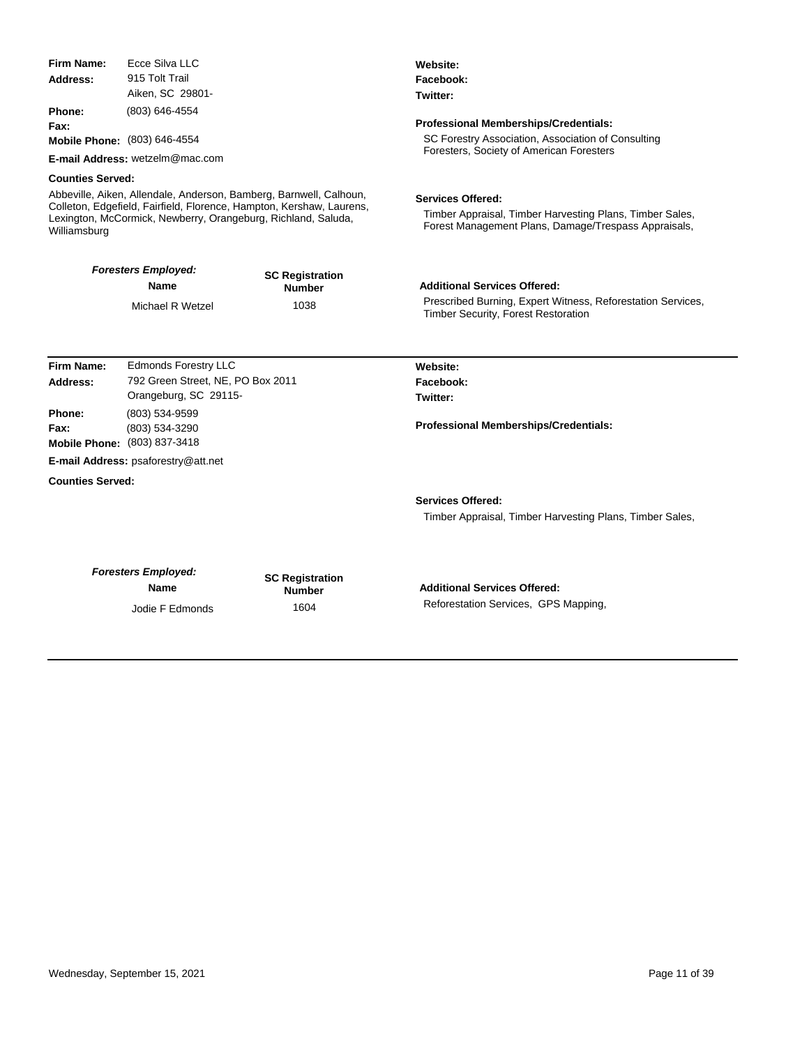**Firm Name:** Ecce Silva LLC
**Address:** 915 Tolt Trail
Aiken, SC 29801-
**Phone:** (803) 646-4554
**Fax:**
**Mobile Phone:** (803) 646-4554
**E-mail Address:** wetzelm@mac.com

**Counties Served:**

Abbeville, Aiken, Allendale, Anderson, Bamberg, Barnwell, Calhoun, Colleton, Edgefield, Fairfield, Florence, Hampton, Kershaw, Laurens, Lexington, McCormick, Newberry, Orangeburg, Richland, Saluda, Williamsburg

**Website:**
**Facebook:**
**Twitter:**

**Professional Memberships/Credentials:**

SC Forestry Association, Association of Consulting Foresters, Society of American Foresters

**Services Offered:**

Timber Appraisal, Timber Harvesting Plans, Timber Sales, Forest Management Plans, Damage/Trespass Appraisals,

***Foresters Employed:***

| Name | SC Registration Number |
| --- | --- |
| Michael R Wetzel | 1038 |

**Additional Services Offered:**

Prescribed Burning, Expert Witness, Reforestation Services, Timber Security, Forest Restoration

---

**Firm Name:** Edmonds Forestry LLC
**Address:** 792 Green Street, NE, PO Box 2011
Orangeburg, SC 29115-
**Phone:** (803) 534-9599
**Fax:** (803) 534-3290
**Mobile Phone:** (803) 837-3418
**E-mail Address:** psaforestry@att.net

**Counties Served:**

**Website:**
**Facebook:**
**Twitter:**

**Professional Memberships/Credentials:**

**Services Offered:**

Timber Appraisal, Timber Harvesting Plans, Timber Sales,

***Foresters Employed:***

| Name | SC Registration Number |
| --- | --- |
| Jodie F Edmonds | 1604 |

**Additional Services Offered:**

Reforestation Services, GPS Mapping,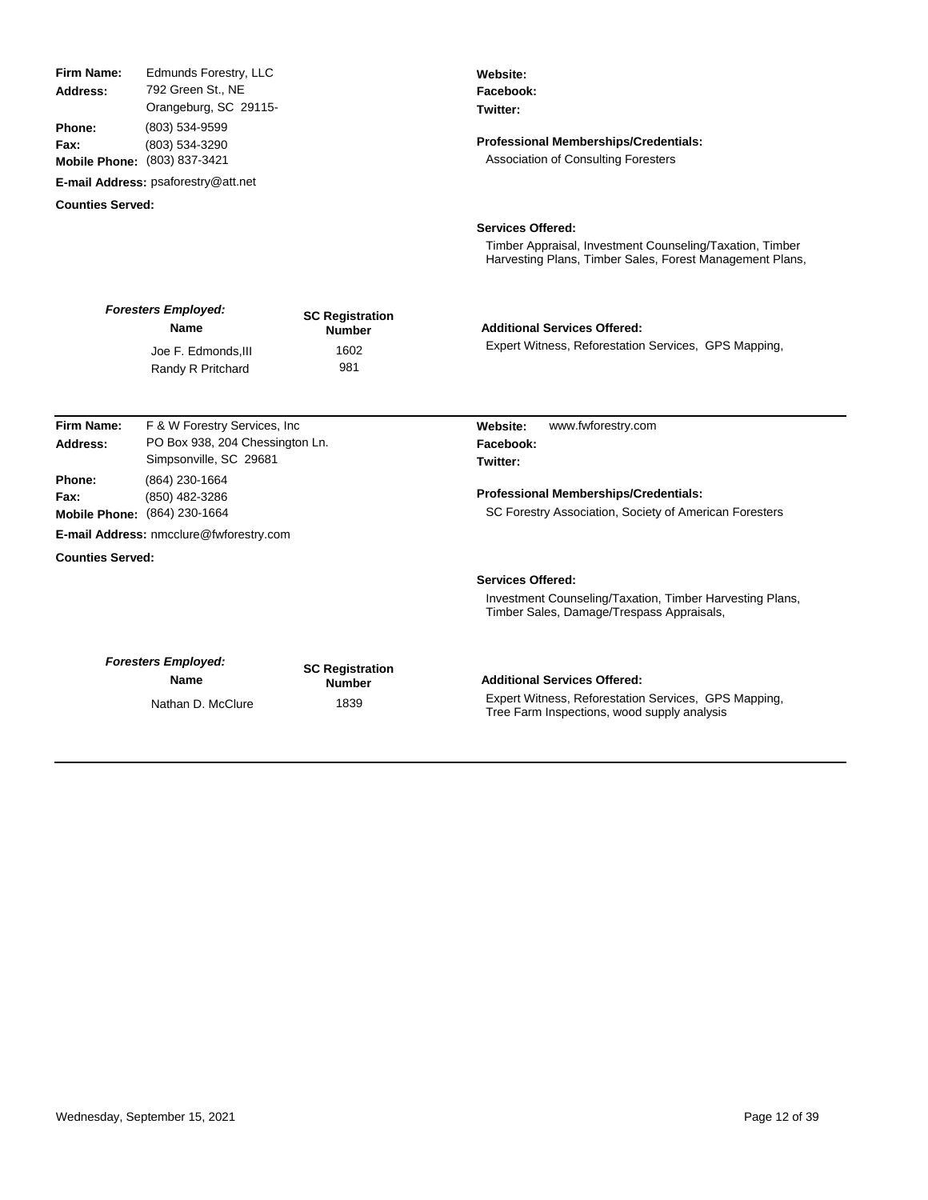**Firm Name:** Edmunds Forestry, LLC
**Address:** 792 Green St., NE
Orangeburg, SC 29115-
**Phone:** (803) 534-9599
**Fax:** (803) 534-3290
**Mobile Phone:** (803) 837-3421
**E-mail Address:** psaforestry@att.net
**Counties Served:**

**Website:**
**Facebook:**
**Twitter:**

**Professional Memberships/Credentials:**
Association of Consulting Foresters

**Services Offered:**
Timber Appraisal, Investment Counseling/Taxation, Timber Harvesting Plans, Timber Sales, Forest Management Plans,

***Foresters Employed:***

| Name | SC Registration Number |
|---|---|
| Joe F. Edmonds,III | 1602 |
| Randy R Pritchard | 981 |

**Additional Services Offered:**
Expert Witness, Reforestation Services, GPS Mapping,

---

**Firm Name:** F & W Forestry Services, Inc
**Address:** PO Box 938, 204 Chessington Ln.
Simpsonville, SC 29681
**Phone:** (864) 230-1664
**Fax:** (850) 482-3286
**Mobile Phone:** (864) 230-1664
**E-mail Address:** nmcclure@fwforestry.com
**Counties Served:**

**Website:** www.fwforestry.com
**Facebook:**
**Twitter:**

**Professional Memberships/Credentials:**
SC Forestry Association, Society of American Foresters

**Services Offered:**
Investment Counseling/Taxation, Timber Harvesting Plans, Timber Sales, Damage/Trespass Appraisals,

***Foresters Employed:***

| Name | SC Registration Number |
|---|---|
| Nathan D. McClure | 1839 |

**Additional Services Offered:**
Expert Witness, Reforestation Services, GPS Mapping, Tree Farm Inspections, wood supply analysis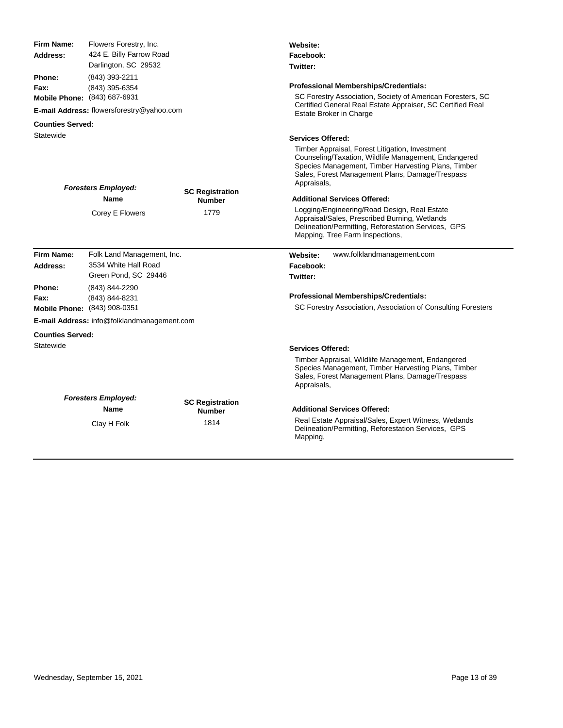**Firm Name:** Flowers Forestry, Inc.

**Address:** 424 E. Billy Farrow Road
Darlington, SC 29532

**Phone:** (843) 393-2211

**Fax:** (843) 395-6354

**Mobile Phone:** (843) 687-6931

**E-mail Address:** flowersforestry@yahoo.com

**Counties Served:**

Statewide

**Website:**

**Facebook:**

**Twitter:**

**Professional Memberships/Credentials:**

SC Forestry Association, Society of American Foresters, SC Certified General Real Estate Appraiser, SC Certified Real Estate Broker in Charge

**Services Offered:**

Timber Appraisal, Forest Litigation, Investment Counseling/Taxation, Wildlife Management, Endangered Species Management, Timber Harvesting Plans, Timber Sales, Forest Management Plans, Damage/Trespass Appraisals,

***Foresters Employed:***

| Name | SC Registration Number |
|---|---|
| Corey E Flowers | 1779 |

**Additional Services Offered:**

Logging/Engineering/Road Design, Real Estate Appraisal/Sales, Prescribed Burning, Wetlands Delineation/Permitting, Reforestation Services, GPS Mapping, Tree Farm Inspections,

---

**Firm Name:** Folk Land Management, Inc.

**Address:** 3534 White Hall Road
Green Pond, SC 29446

**Phone:** (843) 844-2290

**Fax:** (843) 844-8231

**Mobile Phone:** (843) 908-0351

**E-mail Address:** info@folklandmanagement.com

**Counties Served:**

Statewide

**Website:** www.folklandmanagement.com

**Facebook:**

**Twitter:**

**Professional Memberships/Credentials:**

SC Forestry Association, Association of Consulting Foresters

**Services Offered:**

Timber Appraisal, Wildlife Management, Endangered Species Management, Timber Harvesting Plans, Timber Sales, Forest Management Plans, Damage/Trespass Appraisals,

***Foresters Employed:***

| Name | SC Registration Number |
|---|---|
| Clay H Folk | 1814 |

**Additional Services Offered:**

Real Estate Appraisal/Sales, Expert Witness, Wetlands Delineation/Permitting, Reforestation Services, GPS Mapping,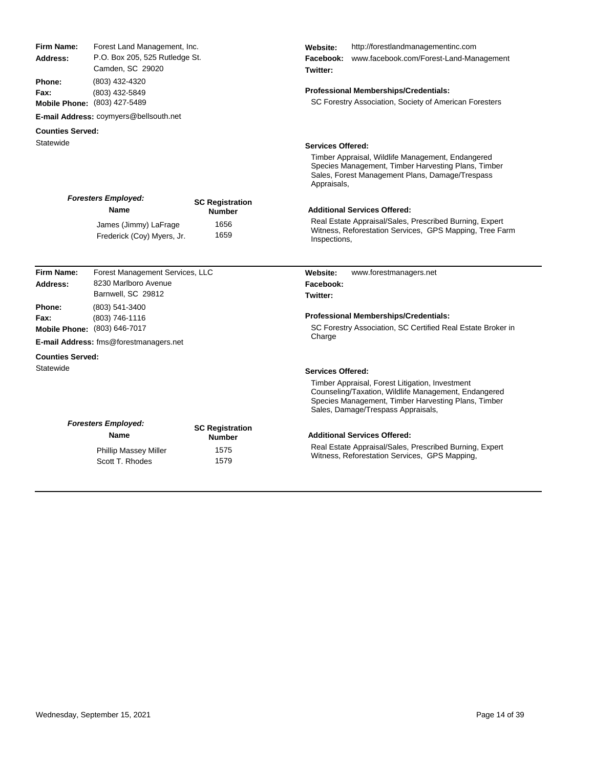**Firm Name:** Forest Land Management, Inc.
**Address:** P.O. Box 205, 525 Rutledge St.
Camden, SC 29020
**Phone:** (803) 432-4320
**Fax:** (803) 432-5849
**Mobile Phone:** (803) 427-5489
**E-mail Address:** coymyers@bellsouth.net

**Counties Served:**
Statewide

**Website:** http://forestlandmanagementinc.com
**Facebook:** www.facebook.com/Forest-Land-Management
**Twitter:**

**Professional Memberships/Credentials:**
SC Forestry Association, Society of American Foresters

**Services Offered:**
Timber Appraisal, Wildlife Management, Endangered Species Management, Timber Harvesting Plans, Timber Sales, Forest Management Plans, Damage/Trespass Appraisals,

***Foresters Employed:***

| Name | SC Registration Number |
|---|---|
| James (Jimmy) LaFrage | 1656 |
| Frederick (Coy) Myers, Jr. | 1659 |

**Additional Services Offered:**
Real Estate Appraisal/Sales, Prescribed Burning, Expert Witness, Reforestation Services, GPS Mapping, Tree Farm Inspections,

---

**Firm Name:** Forest Management Services, LLC
**Address:** 8230 Marlboro Avenue
Barnwell, SC 29812
**Phone:** (803) 541-3400
**Fax:** (803) 746-1116
**Mobile Phone:** (803) 646-7017
**E-mail Address:** fms@forestmanagers.net

**Counties Served:**
Statewide

**Website:** www.forestmanagers.net
**Facebook:**
**Twitter:**

**Professional Memberships/Credentials:**
SC Forestry Association, SC Certified Real Estate Broker in Charge

**Services Offered:**
Timber Appraisal, Forest Litigation, Investment Counseling/Taxation, Wildlife Management, Endangered Species Management, Timber Harvesting Plans, Timber Sales, Damage/Trespass Appraisals,

***Foresters Employed:***

| Name | SC Registration Number |
|---|---|
| Phillip Massey Miller | 1575 |
| Scott T. Rhodes | 1579 |

**Additional Services Offered:**
Real Estate Appraisal/Sales, Prescribed Burning, Expert Witness, Reforestation Services, GPS Mapping,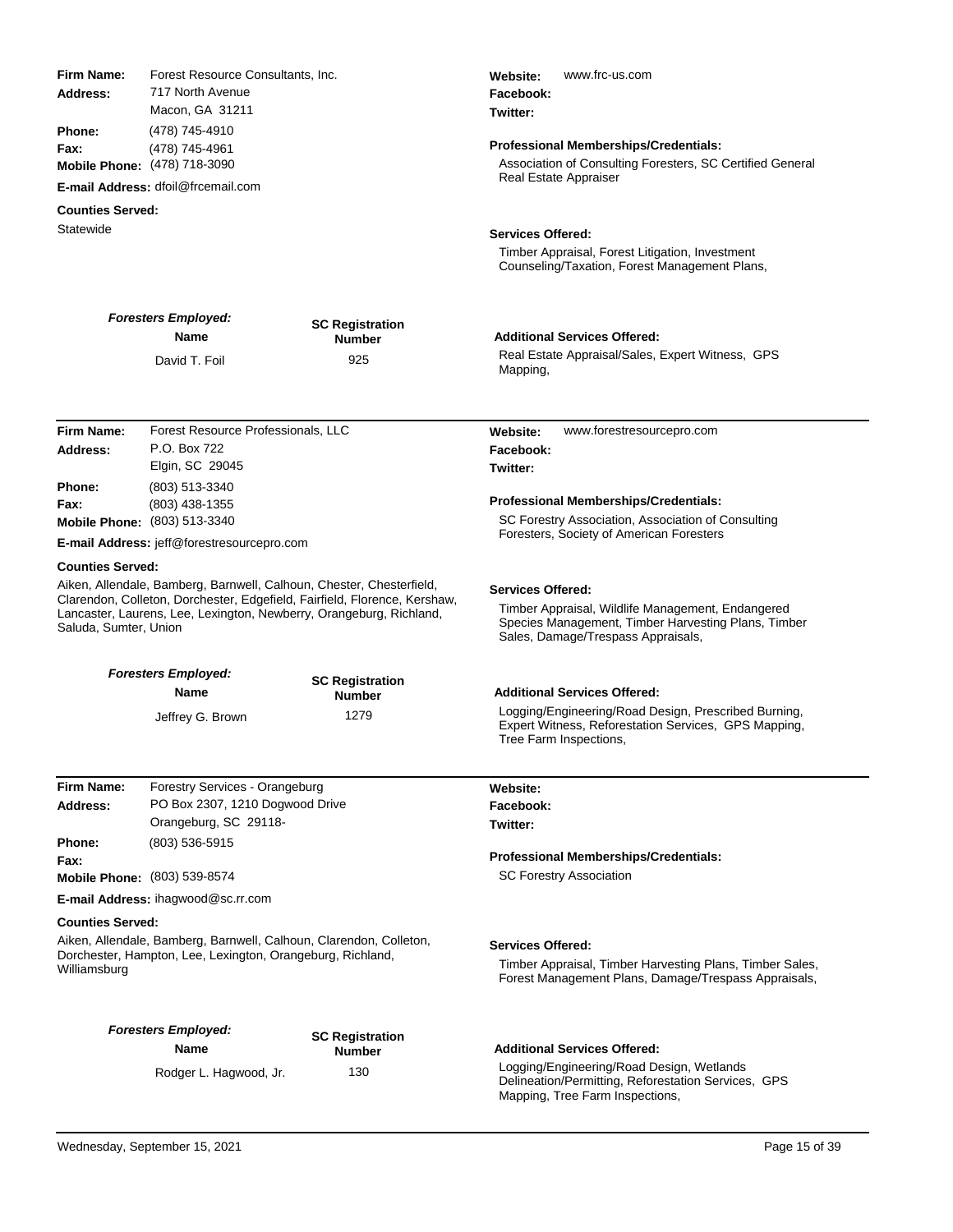**Firm Name:** Forest Resource Consultants, Inc.
**Address:** 717 North Avenue
Macon, GA 31211
**Phone:** (478) 745-4910
**Fax:** (478) 745-4961
**Mobile Phone:** (478) 718-3090
**E-mail Address:** dfoil@frcemail.com

**Counties Served:**
Statewide

**Website:** www.frc-us.com
**Facebook:**
**Twitter:**

**Professional Memberships/Credentials:**
Association of Consulting Foresters, SC Certified General Real Estate Appraiser

**Services Offered:**
Timber Appraisal, Forest Litigation, Investment Counseling/Taxation, Forest Management Plans,

***Foresters Employed:***

| Name | SC Registration Number |
| --- | --- |
| David T. Foil | 925 |

**Additional Services Offered:**
Real Estate Appraisal/Sales, Expert Witness, GPS Mapping,

---

**Firm Name:** Forest Resource Professionals, LLC
**Address:** P.O. Box 722
Elgin, SC 29045
**Phone:** (803) 513-3340
**Fax:** (803) 438-1355
**Mobile Phone:** (803) 513-3340
**E-mail Address:** jeff@forestresourcepro.com

**Counties Served:**
Aiken, Allendale, Bamberg, Barnwell, Calhoun, Chester, Chesterfield, Clarendon, Colleton, Dorchester, Edgefield, Fairfield, Florence, Kershaw, Lancaster, Laurens, Lee, Lexington, Newberry, Orangeburg, Richland, Saluda, Sumter, Union

**Website:** www.forestresourcepro.com
**Facebook:**
**Twitter:**

**Professional Memberships/Credentials:**
SC Forestry Association, Association of Consulting Foresters, Society of American Foresters

**Services Offered:**
Timber Appraisal, Wildlife Management, Endangered Species Management, Timber Harvesting Plans, Timber Sales, Damage/Trespass Appraisals,

***Foresters Employed:***

| Name | SC Registration Number |
| --- | --- |
| Jeffrey G. Brown | 1279 |

**Additional Services Offered:**
Logging/Engineering/Road Design, Prescribed Burning, Expert Witness, Reforestation Services, GPS Mapping, Tree Farm Inspections,

---

**Firm Name:** Forestry Services - Orangeburg
**Address:** PO Box 2307, 1210 Dogwood Drive
Orangeburg, SC 29118-
**Phone:** (803) 536-5915
**Fax:**
**Mobile Phone:** (803) 539-8574
**E-mail Address:** ihagwood@sc.rr.com

**Counties Served:**
Aiken, Allendale, Bamberg, Barnwell, Calhoun, Clarendon, Colleton, Dorchester, Hampton, Lee, Lexington, Orangeburg, Richland, Williamsburg

**Website:**
**Facebook:**
**Twitter:**

**Professional Memberships/Credentials:**
SC Forestry Association

**Services Offered:**
Timber Appraisal, Timber Harvesting Plans, Timber Sales, Forest Management Plans, Damage/Trespass Appraisals,

***Foresters Employed:***

| Name | SC Registration Number |
| --- | --- |
| Rodger L. Hagwood, Jr. | 130 |

**Additional Services Offered:**
Logging/Engineering/Road Design, Wetlands Delineation/Permitting, Reforestation Services, GPS Mapping, Tree Farm Inspections,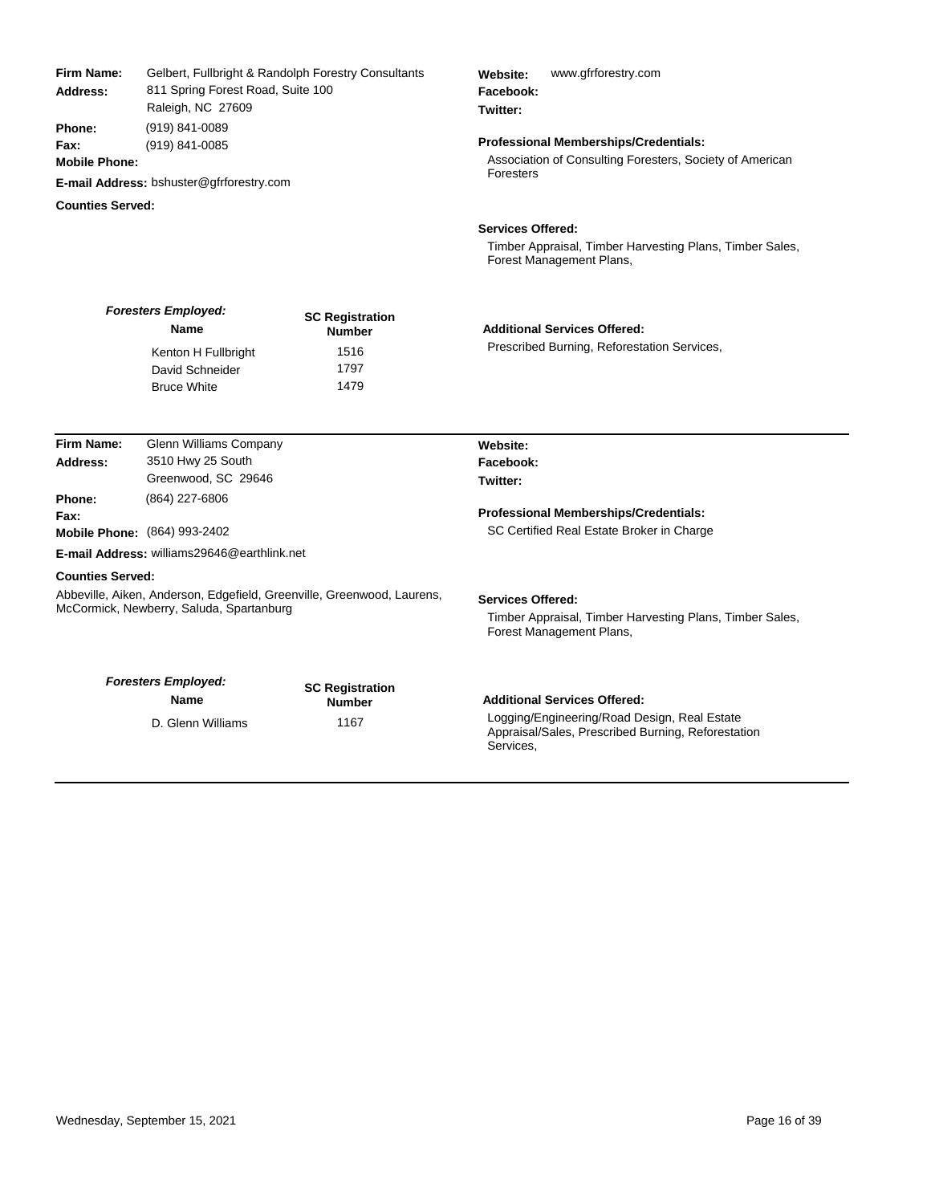**Firm Name:** Gelbert, Fullbright & Randolph Forestry Consultants
**Address:** 811 Spring Forest Road, Suite 100
Raleigh, NC 27609
**Phone:** (919) 841-0089
**Fax:** (919) 841-0085
**Mobile Phone:**
**E-mail Address:** bshuster@gfrforestry.com
**Counties Served:**

**Website:** www.gfrforestry.com
**Facebook:**
**Twitter:**

**Professional Memberships/Credentials:**
Association of Consulting Foresters, Society of American Foresters

**Services Offered:**
Timber Appraisal, Timber Harvesting Plans, Timber Sales, Forest Management Plans,

***Foresters Employed:***

| Name | SC Registration Number |
|---|---|
| Kenton H Fullbright | 1516 |
| David Schneider | 1797 |
| Bruce White | 1479 |

**Additional Services Offered:**
Prescribed Burning, Reforestation Services,

---

**Firm Name:** Glenn Williams Company
**Address:** 3510 Hwy 25 South
Greenwood, SC 29646
**Phone:** (864) 227-6806
**Fax:**
**Mobile Phone:** (864) 993-2402
**E-mail Address:** williams29646@earthlink.net
**Counties Served:**
Abbeville, Aiken, Anderson, Edgefield, Greenville, Greenwood, Laurens, McCormick, Newberry, Saluda, Spartanburg

**Website:**
**Facebook:**
**Twitter:**

**Professional Memberships/Credentials:**
SC Certified Real Estate Broker in Charge

**Services Offered:**
Timber Appraisal, Timber Harvesting Plans, Timber Sales, Forest Management Plans,

***Foresters Employed:***

| Name | SC Registration Number |
|---|---|
| D. Glenn Williams | 1167 |

**Additional Services Offered:**
Logging/Engineering/Road Design, Real Estate Appraisal/Sales, Prescribed Burning, Reforestation Services,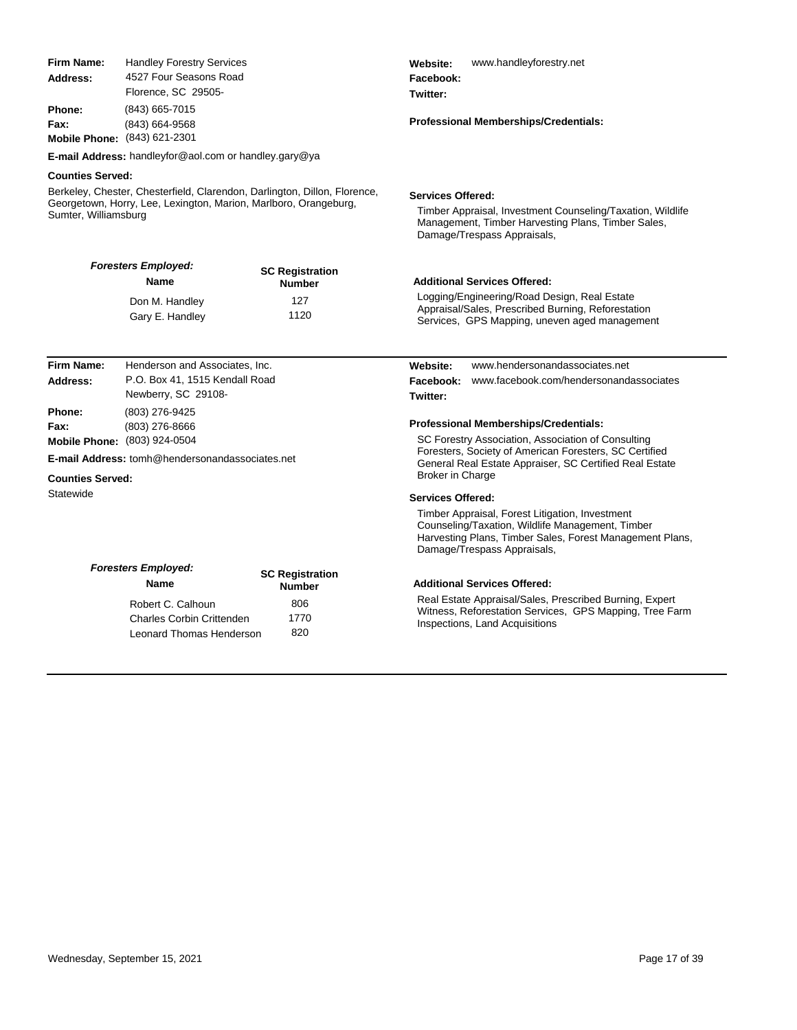**Firm Name:** Handley Forestry Services
**Address:** 4527 Four Seasons Road
Florence, SC 29505-
**Phone:** (843) 665-7015
**Fax:** (843) 664-9568
**Mobile Phone:** (843) 621-2301
**E-mail Address:** handleyfor@aol.com or handley.gary@ya

**Counties Served:**
Berkeley, Chester, Chesterfield, Clarendon, Darlington, Dillon, Florence, Georgetown, Horry, Lee, Lexington, Marion, Marlboro, Orangeburg, Sumter, Williamsburg

**Website:** www.handleyforestry.net
**Facebook:**
**Twitter:**

**Professional Memberships/Credentials:**

**Services Offered:**
Timber Appraisal, Investment Counseling/Taxation, Wildlife Management, Timber Harvesting Plans, Timber Sales, Damage/Trespass Appraisals,

***Foresters Employed:***

| Name | SC Registration Number |
|---|---|
| Don M. Handley | 127 |
| Gary E. Handley | 1120 |

**Additional Services Offered:**
Logging/Engineering/Road Design, Real Estate Appraisal/Sales, Prescribed Burning, Reforestation Services, GPS Mapping, uneven aged management

---

**Firm Name:** Henderson and Associates, Inc.
**Address:** P.O. Box 41, 1515 Kendall Road
Newberry, SC 29108-
**Phone:** (803) 276-9425
**Fax:** (803) 276-8666
**Mobile Phone:** (803) 924-0504
**E-mail Address:** tomh@hendersonandassociates.net

**Counties Served:**
Statewide

**Website:** www.hendersonandassociates.net
**Facebook:** www.facebook.com/hendersonandassociates
**Twitter:**

**Professional Memberships/Credentials:**
SC Forestry Association, Association of Consulting Foresters, Society of American Foresters, SC Certified General Real Estate Appraiser, SC Certified Real Estate Broker in Charge

**Services Offered:**
Timber Appraisal, Forest Litigation, Investment Counseling/Taxation, Wildlife Management, Timber Harvesting Plans, Timber Sales, Forest Management Plans, Damage/Trespass Appraisals,

***Foresters Employed:***

| Name | SC Registration Number |
|---|---|
| Robert C. Calhoun | 806 |
| Charles Corbin Crittenden | 1770 |
| Leonard Thomas Henderson | 820 |

**Additional Services Offered:**
Real Estate Appraisal/Sales, Prescribed Burning, Expert Witness, Reforestation Services, GPS Mapping, Tree Farm Inspections, Land Acquisitions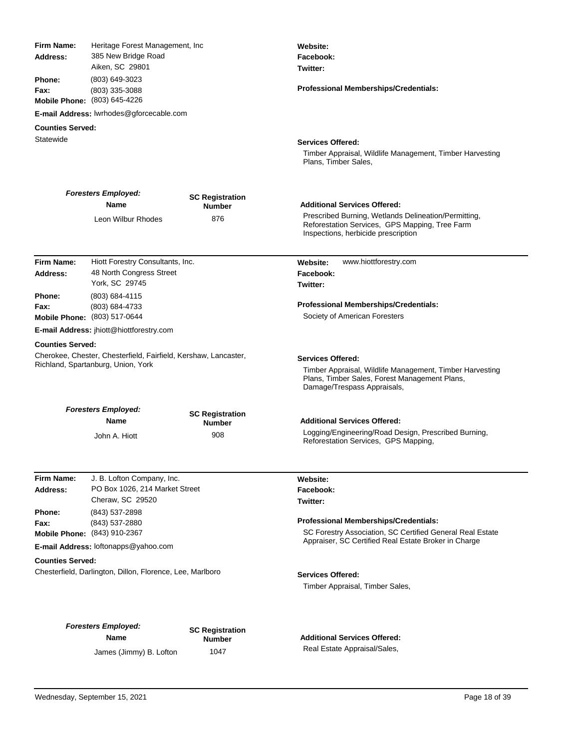**Firm Name:** Heritage Forest Management, Inc
**Address:** 385 New Bridge Road
Aiken, SC 29801
**Phone:** (803) 649-3023
**Fax:** (803) 335-3088
**Mobile Phone:** (803) 645-4226
**E-mail Address:** lwrhodes@gforcecable.com

**Counties Served:**
Statewide

**Website:**
**Facebook:**
**Twitter:**

**Professional Memberships/Credentials:**

**Services Offered:**
Timber Appraisal, Wildlife Management, Timber Harvesting Plans, Timber Sales,

***Foresters Employed:***

| Name | SC Registration Number |
|---|---|
| Leon Wilbur Rhodes | 876 |

**Additional Services Offered:**
Prescribed Burning, Wetlands Delineation/Permitting, Reforestation Services, GPS Mapping, Tree Farm Inspections, herbicide prescription

---

**Firm Name:** Hiott Forestry Consultants, Inc.
**Address:** 48 North Congress Street
York, SC 29745
**Phone:** (803) 684-4115
**Fax:** (803) 684-4733
**Mobile Phone:** (803) 517-0644
**E-mail Address:** jhiott@hiottforestry.com

**Counties Served:**
Cherokee, Chester, Chesterfield, Fairfield, Kershaw, Lancaster, Richland, Spartanburg, Union, York

**Website:** www.hiottforestry.com
**Facebook:**
**Twitter:**

**Professional Memberships/Credentials:**
Society of American Foresters

**Services Offered:**
Timber Appraisal, Wildlife Management, Timber Harvesting Plans, Timber Sales, Forest Management Plans, Damage/Trespass Appraisals,

***Foresters Employed:***

| Name | SC Registration Number |
|---|---|
| John A. Hiott | 908 |

**Additional Services Offered:**
Logging/Engineering/Road Design, Prescribed Burning, Reforestation Services, GPS Mapping,

---

**Firm Name:** J. B. Lofton Company, Inc.
**Address:** PO Box 1026, 214 Market Street
Cheraw, SC 29520
**Phone:** (843) 537-2898
**Fax:** (843) 537-2880
**Mobile Phone:** (843) 910-2367
**E-mail Address:** loftonapps@yahoo.com

**Counties Served:**
Chesterfield, Darlington, Dillon, Florence, Lee, Marlboro

**Website:**
**Facebook:**
**Twitter:**

**Professional Memberships/Credentials:**
SC Forestry Association, SC Certified General Real Estate Appraiser, SC Certified Real Estate Broker in Charge

**Services Offered:**
Timber Appraisal, Timber Sales,

***Foresters Employed:***

| Name | SC Registration Number |
|---|---|
| James (Jimmy) B. Lofton | 1047 |

**Additional Services Offered:**
Real Estate Appraisal/Sales,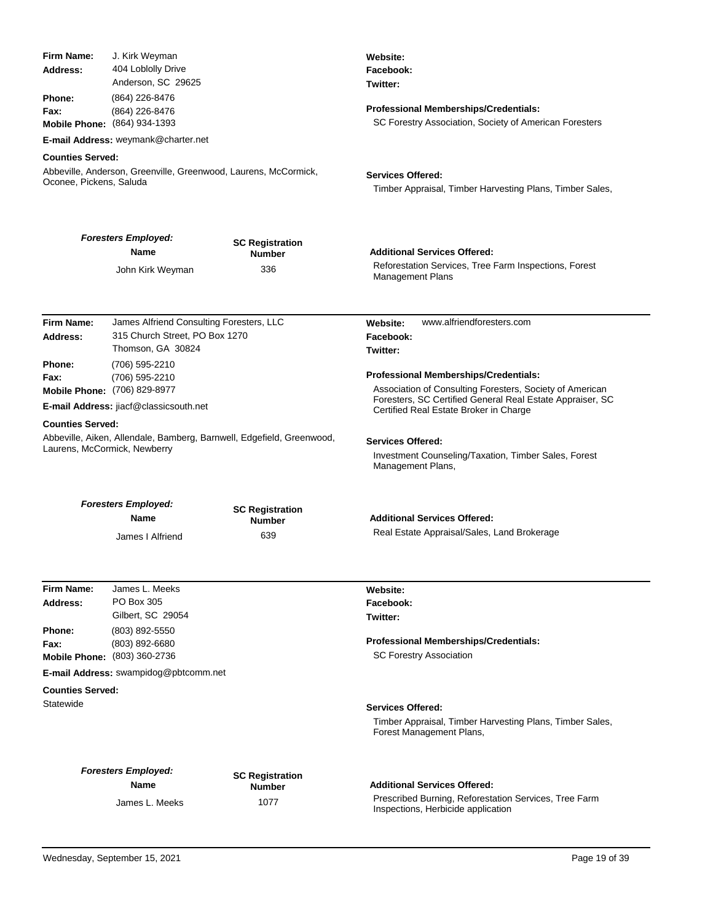**Firm Name:** J. Kirk Weyman
**Address:** 404 Loblolly Drive
Anderson, SC 29625
**Phone:** (864) 226-8476
**Fax:** (864) 226-8476
**Mobile Phone:** (864) 934-1393
**E-mail Address:** weymank@charter.net

**Counties Served:**
Abbeville, Anderson, Greenville, Greenwood, Laurens, McCormick, Oconee, Pickens, Saluda

**Website:**
**Facebook:**
**Twitter:**

**Professional Memberships/Credentials:**
SC Forestry Association, Society of American Foresters

**Services Offered:**
Timber Appraisal, Timber Harvesting Plans, Timber Sales,

***Foresters Employed:***

| Name | SC Registration Number |
|---|---|
| John Kirk Weyman | 336 |

**Additional Services Offered:**
Reforestation Services, Tree Farm Inspections, Forest Management Plans

---

**Firm Name:** James Alfriend Consulting Foresters, LLC
**Address:** 315 Church Street, PO Box 1270
Thomson, GA 30824
**Phone:** (706) 595-2210
**Fax:** (706) 595-2210
**Mobile Phone:** (706) 829-8977
**E-mail Address:** jiacf@classicsouth.net

**Counties Served:**
Abbeville, Aiken, Allendale, Bamberg, Barnwell, Edgefield, Greenwood, Laurens, McCormick, Newberry

**Website:** www.alfriendforesters.com
**Facebook:**
**Twitter:**

**Professional Memberships/Credentials:**
Association of Consulting Foresters, Society of American Foresters, SC Certified General Real Estate Appraiser, SC Certified Real Estate Broker in Charge

**Services Offered:**
Investment Counseling/Taxation, Timber Sales, Forest Management Plans,

***Foresters Employed:***

| Name | SC Registration Number |
|---|---|
| James I Alfriend | 639 |

**Additional Services Offered:**
Real Estate Appraisal/Sales, Land Brokerage

---

**Firm Name:** James L. Meeks
**Address:** PO Box 305
Gilbert, SC 29054
**Phone:** (803) 892-5550
**Fax:** (803) 892-6680
**Mobile Phone:** (803) 360-2736
**E-mail Address:** swampidog@pbtcomm.net

**Counties Served:**
Statewide

**Website:**
**Facebook:**
**Twitter:**

**Professional Memberships/Credentials:**
SC Forestry Association

**Services Offered:**
Timber Appraisal, Timber Harvesting Plans, Timber Sales, Forest Management Plans,

***Foresters Employed:***

| Name | SC Registration Number |
|---|---|
| James L. Meeks | 1077 |

**Additional Services Offered:**
Prescribed Burning, Reforestation Services, Tree Farm Inspections, Herbicide application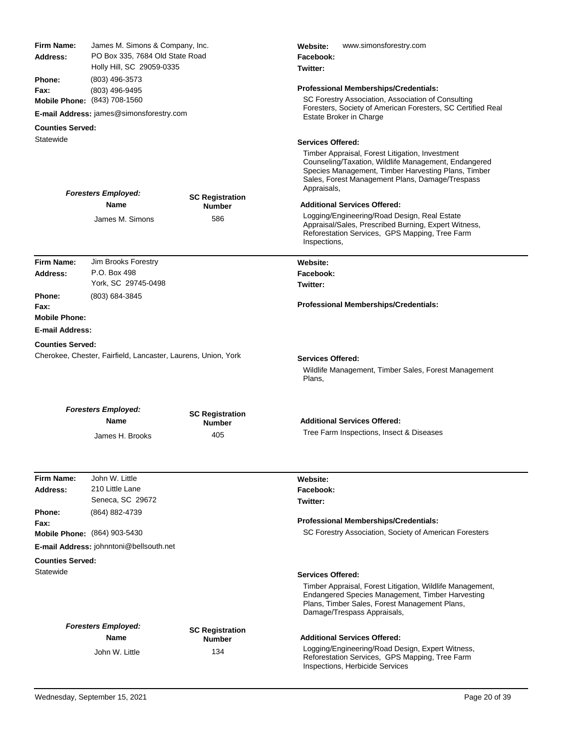**Firm Name:** James M. Simons & Company, Inc.
**Address:** PO Box 335, 7684 Old State Road
Holly Hill, SC 29059-0335
**Phone:** (803) 496-3573
**Fax:** (803) 496-9495
**Mobile Phone:** (843) 708-1560
**E-mail Address:** james@simonsforestry.com

**Counties Served:**
Statewide

**Website:** www.simonsforestry.com
**Facebook:**
**Twitter:**

**Professional Memberships/Credentials:**
SC Forestry Association, Association of Consulting Foresters, Society of American Foresters, SC Certified Real Estate Broker in Charge

**Services Offered:**
Timber Appraisal, Forest Litigation, Investment Counseling/Taxation, Wildlife Management, Endangered Species Management, Timber Harvesting Plans, Timber Sales, Forest Management Plans, Damage/Trespass Appraisals,

***Foresters Employed:***

| Name | SC Registration Number |
| --- | --- |
| James M. Simons | 586 |

**Additional Services Offered:**
Logging/Engineering/Road Design, Real Estate Appraisal/Sales, Prescribed Burning, Expert Witness, Reforestation Services, GPS Mapping, Tree Farm Inspections,

---

**Firm Name:** Jim Brooks Forestry
**Address:** P.O. Box 498
York, SC 29745-0498
**Phone:** (803) 684-3845
**Fax:**
**Mobile Phone:**
**E-mail Address:**

**Counties Served:**
Cherokee, Chester, Fairfield, Lancaster, Laurens, Union, York

**Website:**
**Facebook:**
**Twitter:**

**Professional Memberships/Credentials:**

**Services Offered:**
Wildlife Management, Timber Sales, Forest Management Plans,

***Foresters Employed:***

| Name | SC Registration Number |
| --- | --- |
| James H. Brooks | 405 |

**Additional Services Offered:**
Tree Farm Inspections, Insect & Diseases

---

**Firm Name:** John W. Little
**Address:** 210 Little Lane
Seneca, SC 29672
**Phone:** (864) 882-4739
**Fax:**
**Mobile Phone:** (864) 903-5430
**E-mail Address:** johnntoni@bellsouth.net

**Counties Served:**
Statewide

**Website:**
**Facebook:**
**Twitter:**

**Professional Memberships/Credentials:**
SC Forestry Association, Society of American Foresters

**Services Offered:**
Timber Appraisal, Forest Litigation, Wildlife Management, Endangered Species Management, Timber Harvesting Plans, Timber Sales, Forest Management Plans, Damage/Trespass Appraisals,

***Foresters Employed:***

| Name | SC Registration Number |
| --- | --- |
| John W. Little | 134 |

**Additional Services Offered:**
Logging/Engineering/Road Design, Expert Witness, Reforestation Services, GPS Mapping, Tree Farm Inspections, Herbicide Services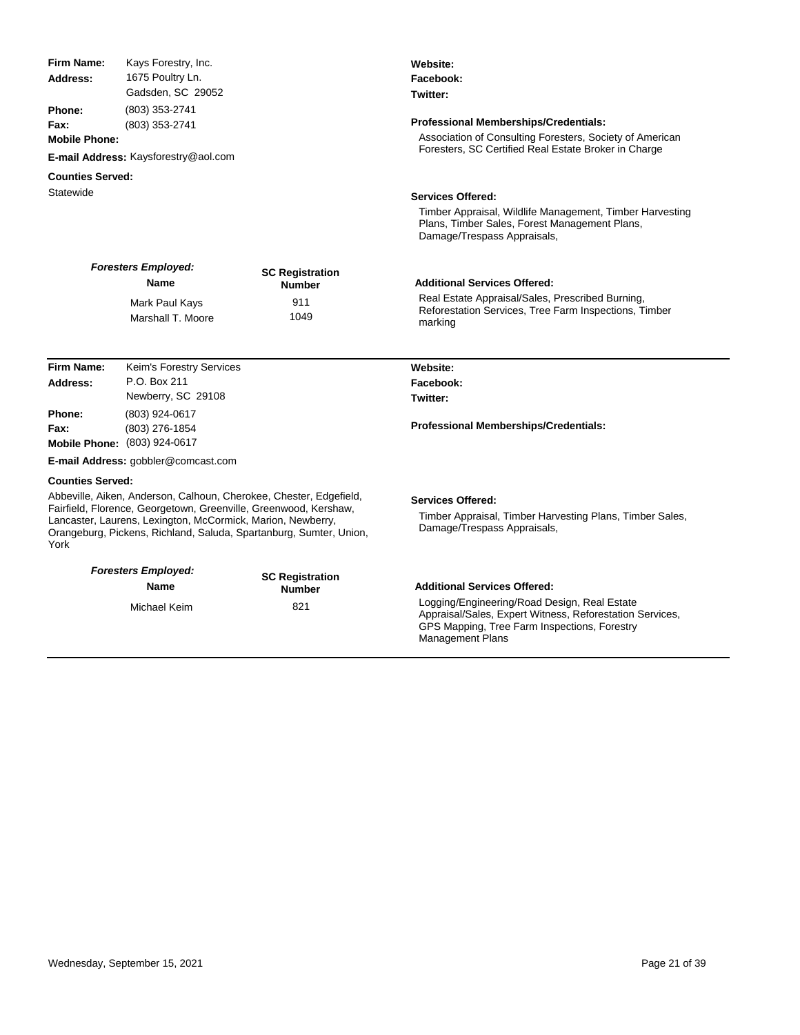**Firm Name:** Kays Forestry, Inc.
**Address:** 1675 Poultry Ln.
Gadsden, SC 29052
**Phone:** (803) 353-2741
**Fax:** (803) 353-2741
**Mobile Phone:**
**E-mail Address:** Kaysforestry@aol.com

**Counties Served:**
Statewide

**Website:**
**Facebook:**
**Twitter:**

**Professional Memberships/Credentials:**
Association of Consulting Foresters, Society of American Foresters, SC Certified Real Estate Broker in Charge

**Services Offered:**
Timber Appraisal, Wildlife Management, Timber Harvesting Plans, Timber Sales, Forest Management Plans, Damage/Trespass Appraisals,

***Foresters Employed:***

| Name | SC Registration Number |
| --- | --- |
| Mark Paul Kays | 911 |
| Marshall T. Moore | 1049 |

**Additional Services Offered:**
Real Estate Appraisal/Sales, Prescribed Burning, Reforestation Services, Tree Farm Inspections, Timber marking

---

**Firm Name:** Keim's Forestry Services
**Address:** P.O. Box 211
Newberry, SC 29108
**Phone:** (803) 924-0617
**Fax:** (803) 276-1854
**Mobile Phone:** (803) 924-0617
**E-mail Address:** gobbler@comcast.com

**Counties Served:**
Abbeville, Aiken, Anderson, Calhoun, Cherokee, Chester, Edgefield, Fairfield, Florence, Georgetown, Greenville, Greenwood, Kershaw, Lancaster, Laurens, Lexington, McCormick, Marion, Newberry, Orangeburg, Pickens, Richland, Saluda, Spartanburg, Sumter, Union, York

**Website:**
**Facebook:**
**Twitter:**

**Professional Memberships/Credentials:**

**Services Offered:**
Timber Appraisal, Timber Harvesting Plans, Timber Sales, Damage/Trespass Appraisals,

***Foresters Employed:***

| Name | SC Registration Number |
| --- | --- |
| Michael Keim | 821 |

**Additional Services Offered:**
Logging/Engineering/Road Design, Real Estate Appraisal/Sales, Expert Witness, Reforestation Services, GPS Mapping, Tree Farm Inspections, Forestry Management Plans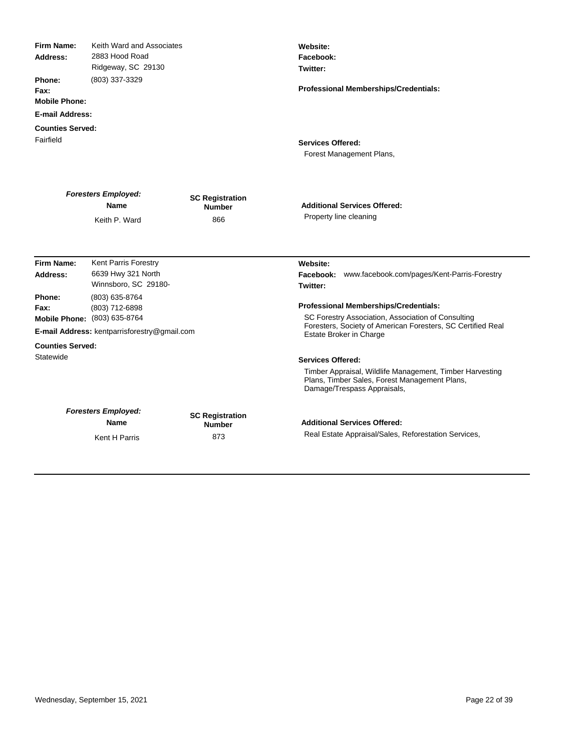**Firm Name:** Keith Ward and Associates
**Address:** 2883 Hood Road
Ridgeway, SC 29130
**Phone:** (803) 337-3329
**Fax:**
**Mobile Phone:**
**E-mail Address:**

**Counties Served:**
Fairfield

**Website:**
**Facebook:**
**Twitter:**

**Professional Memberships/Credentials:**

**Services Offered:**
Forest Management Plans,

***Foresters Employed:***

| Name | SC Registration Number |
|---|---|
| Keith P. Ward | 866 |

**Additional Services Offered:**
Property line cleaning

---

**Firm Name:** Kent Parris Forestry
**Address:** 6639 Hwy 321 North
Winnsboro, SC 29180-
**Phone:** (803) 635-8764
**Fax:** (803) 712-6898
**Mobile Phone:** (803) 635-8764
**E-mail Address:** kentparrisforestry@gmail.com

**Counties Served:**
Statewide

**Website:**
**Facebook:** www.facebook.com/pages/Kent-Parris-Forestry
**Twitter:**

**Professional Memberships/Credentials:**
SC Forestry Association, Association of Consulting Foresters, Society of American Foresters, SC Certified Real Estate Broker in Charge

**Services Offered:**
Timber Appraisal, Wildlife Management, Timber Harvesting Plans, Timber Sales, Forest Management Plans, Damage/Trespass Appraisals,

***Foresters Employed:***

| Name | SC Registration Number |
|---|---|
| Kent H Parris | 873 |

**Additional Services Offered:**
Real Estate Appraisal/Sales, Reforestation Services,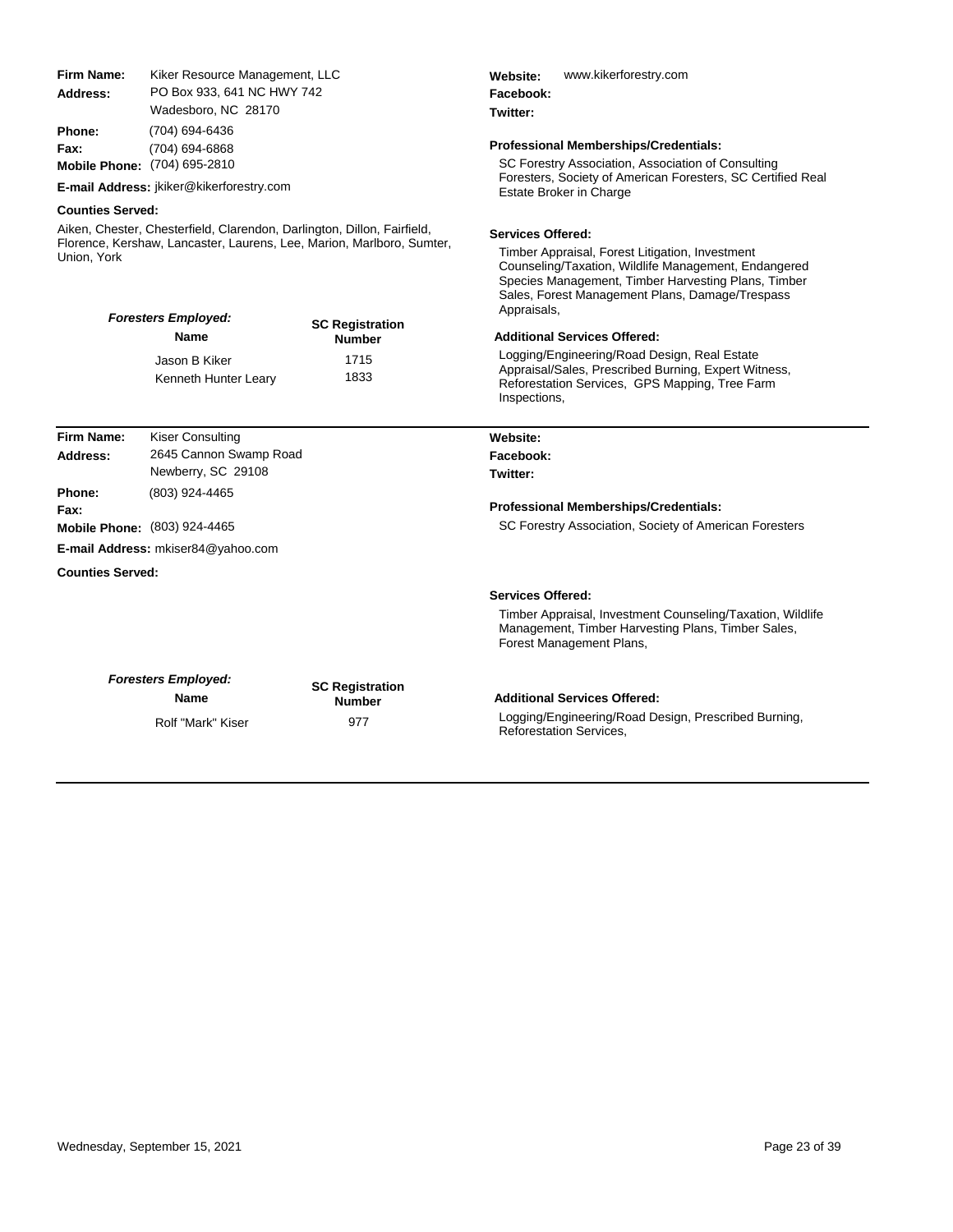**Firm Name:** Kiker Resource Management, LLC
**Address:** PO Box 933, 641 NC HWY 742
Wadesboro, NC 28170
**Phone:** (704) 694-6436
**Fax:** (704) 694-6868
**Mobile Phone:** (704) 695-2810
**E-mail Address:** jkiker@kikerforestry.com

**Counties Served:**

Aiken, Chester, Chesterfield, Clarendon, Darlington, Dillon, Fairfield, Florence, Kershaw, Lancaster, Laurens, Lee, Marion, Marlboro, Sumter, Union, York

***Foresters Employed:***

| Name | SC Registration Number |
|---|---|
| Jason B Kiker | 1715 |
| Kenneth Hunter Leary | 1833 |

**Website:** www.kikerforestry.com
**Facebook:**
**Twitter:**

**Professional Memberships/Credentials:**

SC Forestry Association, Association of Consulting Foresters, Society of American Foresters, SC Certified Real Estate Broker in Charge

**Services Offered:**

Timber Appraisal, Forest Litigation, Investment Counseling/Taxation, Wildlife Management, Endangered Species Management, Timber Harvesting Plans, Timber Sales, Forest Management Plans, Damage/Trespass Appraisals,

**Additional Services Offered:**

Logging/Engineering/Road Design, Real Estate Appraisal/Sales, Prescribed Burning, Expert Witness, Reforestation Services, GPS Mapping, Tree Farm Inspections,

---

**Firm Name:** Kiser Consulting
**Address:** 2645 Cannon Swamp Road
Newberry, SC 29108
**Phone:** (803) 924-4465
**Fax:**
**Mobile Phone:** (803) 924-4465
**E-mail Address:** mkiser84@yahoo.com

**Counties Served:**

***Foresters Employed:***

| Name | SC Registration Number |
|---|---|
| Rolf "Mark" Kiser | 977 |

**Website:**
**Facebook:**
**Twitter:**

**Professional Memberships/Credentials:**

SC Forestry Association, Society of American Foresters

**Services Offered:**

Timber Appraisal, Investment Counseling/Taxation, Wildlife Management, Timber Harvesting Plans, Timber Sales, Forest Management Plans,

**Additional Services Offered:**

Logging/Engineering/Road Design, Prescribed Burning, Reforestation Services,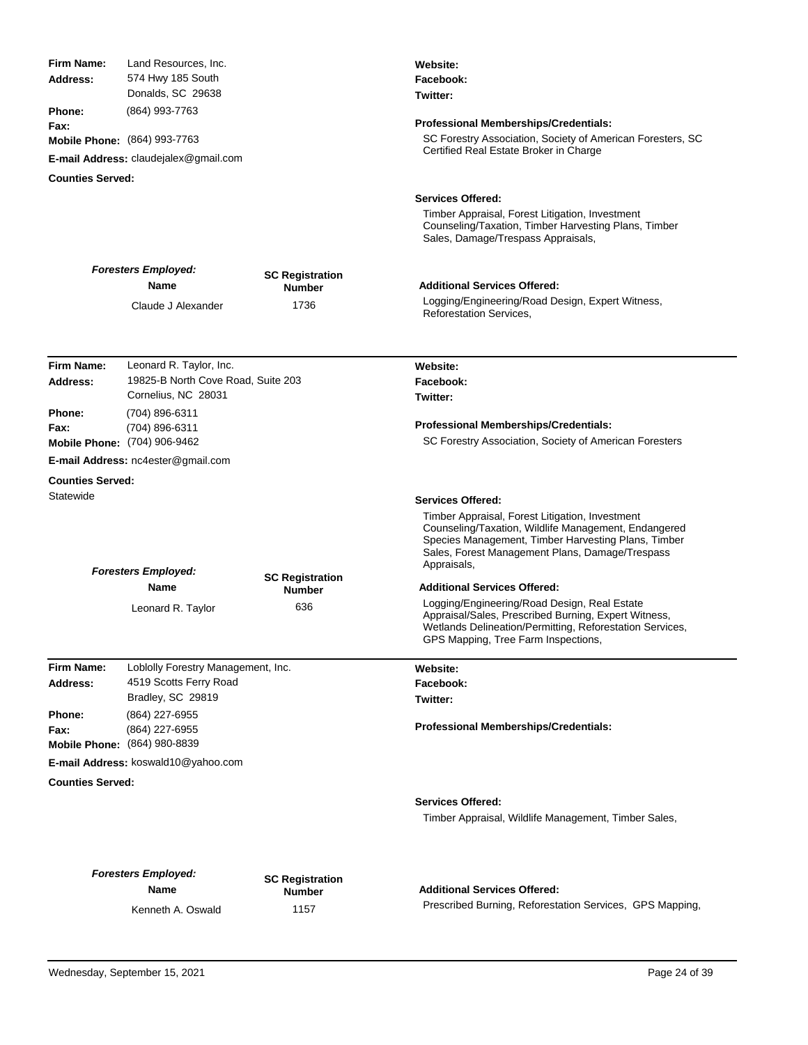**Firm Name:** Land Resources, Inc.
**Address:** 574 Hwy 185 South
Donalds, SC 29638
**Phone:** (864) 993-7763
**Fax:**
**Mobile Phone:** (864) 993-7763
**E-mail Address:** claudejalex@gmail.com
**Counties Served:**

**Website:**
**Facebook:**
**Twitter:**

**Professional Memberships/Credentials:**
SC Forestry Association, Society of American Foresters, SC Certified Real Estate Broker in Charge

**Services Offered:**
Timber Appraisal, Forest Litigation, Investment Counseling/Taxation, Timber Harvesting Plans, Timber Sales, Damage/Trespass Appraisals,

***Foresters Employed:***

| Name | SC Registration Number |
|---|---|
| Claude J Alexander | 1736 |

**Additional Services Offered:**
Logging/Engineering/Road Design, Expert Witness, Reforestation Services,

---

**Firm Name:** Leonard R. Taylor, Inc.
**Address:** 19825-B North Cove Road, Suite 203
Cornelius, NC 28031
**Phone:** (704) 896-6311
**Fax:** (704) 896-6311
**Mobile Phone:** (704) 906-9462
**E-mail Address:** nc4ester@gmail.com
**Counties Served:**
Statewide

**Website:**
**Facebook:**
**Twitter:**

**Professional Memberships/Credentials:**
SC Forestry Association, Society of American Foresters

**Services Offered:**
Timber Appraisal, Forest Litigation, Investment Counseling/Taxation, Wildlife Management, Endangered Species Management, Timber Harvesting Plans, Timber Sales, Forest Management Plans, Damage/Trespass Appraisals,

***Foresters Employed:***

| Name | SC Registration Number |
|---|---|
| Leonard R. Taylor | 636 |

**Additional Services Offered:**
Logging/Engineering/Road Design, Real Estate Appraisal/Sales, Prescribed Burning, Expert Witness, Wetlands Delineation/Permitting, Reforestation Services, GPS Mapping, Tree Farm Inspections,

---

**Firm Name:** Loblolly Forestry Management, Inc.
**Address:** 4519 Scotts Ferry Road
Bradley, SC 29819
**Phone:** (864) 227-6955
**Fax:** (864) 227-6955
**Mobile Phone:** (864) 980-8839
**E-mail Address:** koswald10@yahoo.com
**Counties Served:**

**Website:**
**Facebook:**
**Twitter:**

**Professional Memberships/Credentials:**

**Services Offered:**
Timber Appraisal, Wildlife Management, Timber Sales,

***Foresters Employed:***

| Name | SC Registration Number |
|---|---|
| Kenneth A. Oswald | 1157 |

**Additional Services Offered:**
Prescribed Burning, Reforestation Services, GPS Mapping,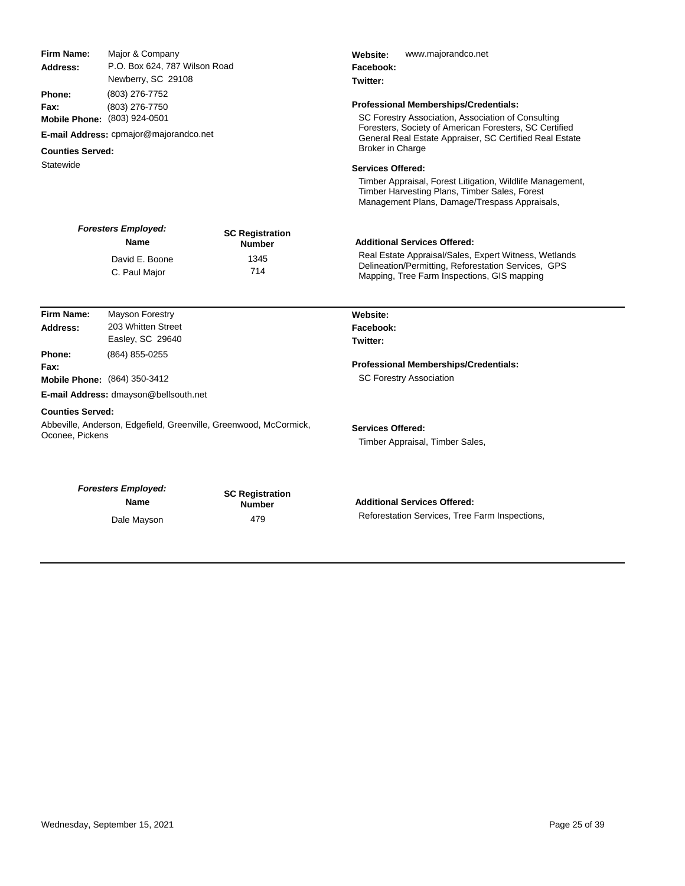**Firm Name:** Major & Company
**Address:** P.O. Box 624, 787 Wilson Road
Newberry, SC 29108
**Phone:** (803) 276-7752
**Fax:** (803) 276-7750
**Mobile Phone:** (803) 924-0501
**E-mail Address:** cpmajor@majorandco.net

**Counties Served:**
Statewide

**Website:** www.majorandco.net
**Facebook:**
**Twitter:**

**Professional Memberships/Credentials:**
SC Forestry Association, Association of Consulting Foresters, Society of American Foresters, SC Certified General Real Estate Appraiser, SC Certified Real Estate Broker in Charge

**Services Offered:**
Timber Appraisal, Forest Litigation, Wildlife Management, Timber Harvesting Plans, Timber Sales, Forest Management Plans, Damage/Trespass Appraisals,

***Foresters Employed:***

| Name | SC Registration Number |
|---|---|
| David E. Boone | 1345 |
| C. Paul Major | 714 |

**Additional Services Offered:**
Real Estate Appraisal/Sales, Expert Witness, Wetlands Delineation/Permitting, Reforestation Services, GPS Mapping, Tree Farm Inspections, GIS mapping

---

**Firm Name:** Mayson Forestry
**Address:** 203 Whitten Street
Easley, SC 29640
**Phone:** (864) 855-0255
**Fax:**
**Mobile Phone:** (864) 350-3412
**E-mail Address:** dmayson@bellsouth.net

**Counties Served:**
Abbeville, Anderson, Edgefield, Greenville, Greenwood, McCormick, Oconee, Pickens

**Website:**
**Facebook:**
**Twitter:**

**Professional Memberships/Credentials:**
SC Forestry Association

**Services Offered:**
Timber Appraisal, Timber Sales,

***Foresters Employed:***

| Name | SC Registration Number |
|---|---|
| Dale Mayson | 479 |

**Additional Services Offered:**
Reforestation Services, Tree Farm Inspections,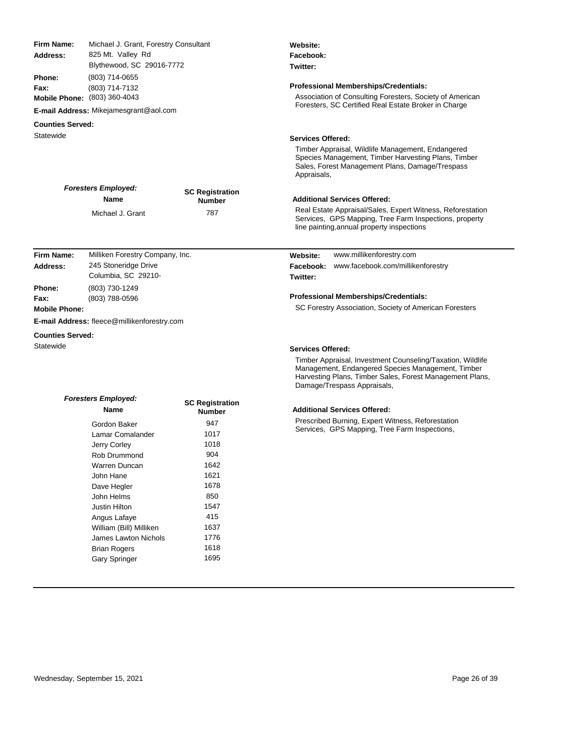**Firm Name:** Michael J. Grant, Forestry Consultant
**Address:** 825 Mt. Valley Rd
Blythewood, SC 29016-7772

**Phone:** (803) 714-0655
**Fax:** (803) 714-7132
**Mobile Phone:** (803) 360-4043
**E-mail Address:** Mikejamesgrant@aol.com

**Counties Served:**
Statewide

**Website:**
**Facebook:**
**Twitter:**

**Professional Memberships/Credentials:**
Association of Consulting Foresters, Society of American Foresters, SC Certified Real Estate Broker in Charge

**Services Offered:**
Timber Appraisal, Wildlife Management, Endangered Species Management, Timber Harvesting Plans, Timber Sales, Forest Management Plans, Damage/Trespass Appraisals,

***Foresters Employed:***

| Name | SC Registration Number |
| --- | --- |
| Michael J. Grant | 787 |

**Additional Services Offered:**
Real Estate Appraisal/Sales, Expert Witness, Reforestation Services, GPS Mapping, Tree Farm Inspections, property line painting,annual property inspections

---

**Firm Name:** Milliken Forestry Company, Inc.
**Address:** 245 Stoneridge Drive
Columbia, SC 29210-

**Phone:** (803) 730-1249
**Fax:** (803) 788-0596
**Mobile Phone:**
**E-mail Address:** fleece@millikenforestry.com

**Counties Served:**
Statewide

**Website:** www.millikenforestry.com
**Facebook:** www.facebook.com/millikenforestry
**Twitter:**

**Professional Memberships/Credentials:**
SC Forestry Association, Society of American Foresters

**Services Offered:**
Timber Appraisal, Investment Counseling/Taxation, Wildlife Management, Endangered Species Management, Timber Harvesting Plans, Timber Sales, Forest Management Plans, Damage/Trespass Appraisals,

***Foresters Employed:***

| Name | SC Registration Number |
| --- | --- |
| Gordon Baker | 947 |
| Lamar Comalander | 1017 |
| Jerry Corley | 1018 |
| Rob Drummond | 904 |
| Warren Duncan | 1642 |
| John Hane | 1621 |
| Dave Hegler | 1678 |
| John Helms | 850 |
| Justin Hilton | 1547 |
| Angus Lafaye | 415 |
| William (Bill) Milliken | 1637 |
| James Lawton Nichols | 1776 |
| Brian Rogers | 1618 |
| Gary Springer | 1695 |

**Additional Services Offered:**
Prescribed Burning, Expert Witness, Reforestation Services, GPS Mapping, Tree Farm Inspections,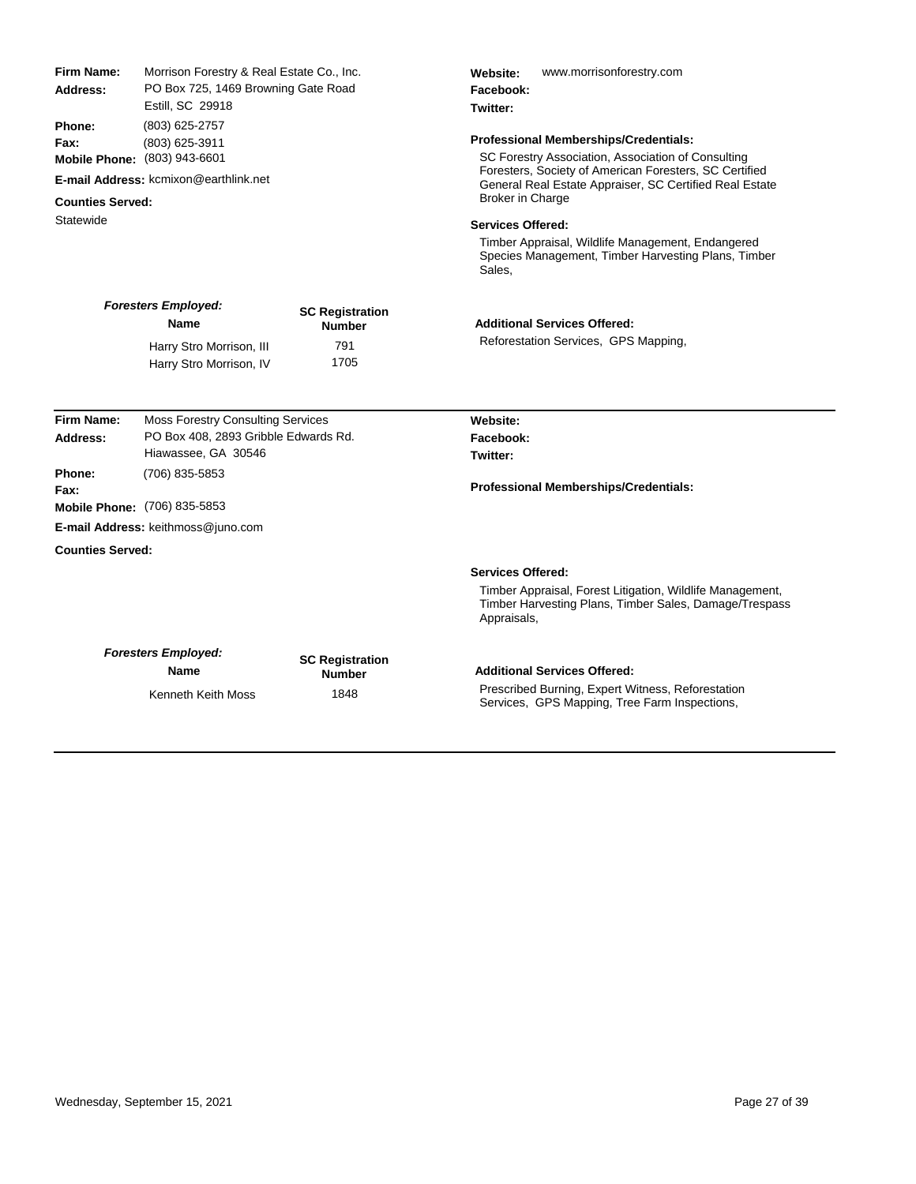**Firm Name:** Morrison Forestry & Real Estate Co., Inc.
**Address:** PO Box 725, 1469 Browning Gate Road
Estill, SC 29918
**Phone:** (803) 625-2757
**Fax:** (803) 625-3911
**Mobile Phone:** (803) 943-6601
**E-mail Address:** kcmixon@earthlink.net

**Counties Served:**
Statewide

**Website:** www.morrisonforestry.com
**Facebook:**
**Twitter:**

**Professional Memberships/Credentials:**
SC Forestry Association, Association of Consulting Foresters, Society of American Foresters, SC Certified General Real Estate Appraiser, SC Certified Real Estate Broker in Charge

**Services Offered:**
Timber Appraisal, Wildlife Management, Endangered Species Management, Timber Harvesting Plans, Timber Sales,

***Foresters Employed:***

| Name | SC Registration Number |
| --- | --- |
| Harry Stro Morrison, III | 791 |
| Harry Stro Morrison, IV | 1705 |

**Additional Services Offered:**
Reforestation Services, GPS Mapping,

---

**Firm Name:** Moss Forestry Consulting Services
**Address:** PO Box 408, 2893 Gribble Edwards Rd.
Hiawassee, GA 30546
**Phone:** (706) 835-5853
**Fax:**
**Mobile Phone:** (706) 835-5853
**E-mail Address:** keithmoss@juno.com

**Counties Served:**

**Website:**
**Facebook:**
**Twitter:**

**Professional Memberships/Credentials:**

**Services Offered:**
Timber Appraisal, Forest Litigation, Wildlife Management, Timber Harvesting Plans, Timber Sales, Damage/Trespass Appraisals,

***Foresters Employed:***

| Name | SC Registration Number |
| --- | --- |
| Kenneth Keith Moss | 1848 |

**Additional Services Offered:**
Prescribed Burning, Expert Witness, Reforestation Services, GPS Mapping, Tree Farm Inspections,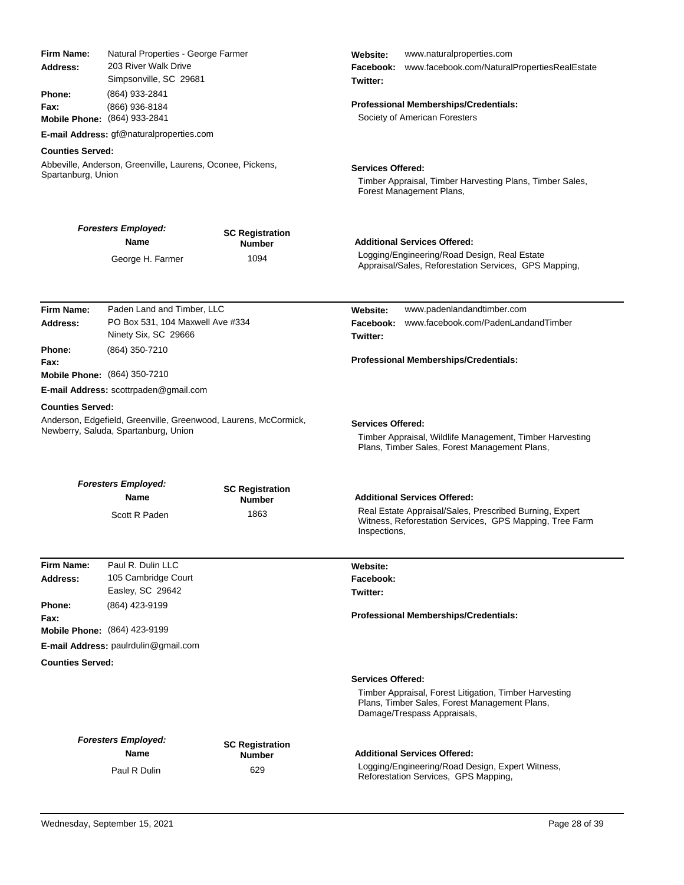**Firm Name:** Natural Properties - George Farmer
**Address:** 203 River Walk Drive
Simpsonville, SC 29681
**Phone:** (864) 933-2841
**Fax:** (866) 936-8184
**Mobile Phone:** (864) 933-2841
**E-mail Address:** gf@naturalproperties.com

**Counties Served:**
Abbeville, Anderson, Greenville, Laurens, Oconee, Pickens, Spartanburg, Union

**Website:** www.naturalproperties.com
**Facebook:** www.facebook.com/NaturalPropertiesRealEstate
**Twitter:**

**Professional Memberships/Credentials:**
Society of American Foresters

**Services Offered:**
Timber Appraisal, Timber Harvesting Plans, Timber Sales, Forest Management Plans,

***Foresters Employed:***

| Name | SC Registration Number |
|---|---|
| George H. Farmer | 1094 |

**Additional Services Offered:**
Logging/Engineering/Road Design, Real Estate Appraisal/Sales, Reforestation Services, GPS Mapping,

---

**Firm Name:** Paden Land and Timber, LLC
**Address:** PO Box 531, 104 Maxwell Ave #334
Ninety Six, SC 29666
**Phone:** (864) 350-7210
**Fax:**
**Mobile Phone:** (864) 350-7210
**E-mail Address:** scottrpaden@gmail.com

**Counties Served:**
Anderson, Edgefield, Greenville, Greenwood, Laurens, McCormick, Newberry, Saluda, Spartanburg, Union

**Website:** www.padenlandandtimber.com
**Facebook:** www.facebook.com/PadenLandandTimber
**Twitter:**

**Professional Memberships/Credentials:**

**Services Offered:**
Timber Appraisal, Wildlife Management, Timber Harvesting Plans, Timber Sales, Forest Management Plans,

***Foresters Employed:***

| Name | SC Registration Number |
|---|---|
| Scott R Paden | 1863 |

**Additional Services Offered:**
Real Estate Appraisal/Sales, Prescribed Burning, Expert Witness, Reforestation Services, GPS Mapping, Tree Farm Inspections,

---

**Firm Name:** Paul R. Dulin LLC
**Address:** 105 Cambridge Court
Easley, SC 29642
**Phone:** (864) 423-9199
**Fax:**
**Mobile Phone:** (864) 423-9199
**E-mail Address:** paulrdulin@gmail.com

**Counties Served:**

**Website:**
**Facebook:**
**Twitter:**

**Professional Memberships/Credentials:**

**Services Offered:**
Timber Appraisal, Forest Litigation, Timber Harvesting Plans, Timber Sales, Forest Management Plans, Damage/Trespass Appraisals,

***Foresters Employed:***

| Name | SC Registration Number |
|---|---|
| Paul R Dulin | 629 |

**Additional Services Offered:**
Logging/Engineering/Road Design, Expert Witness, Reforestation Services, GPS Mapping,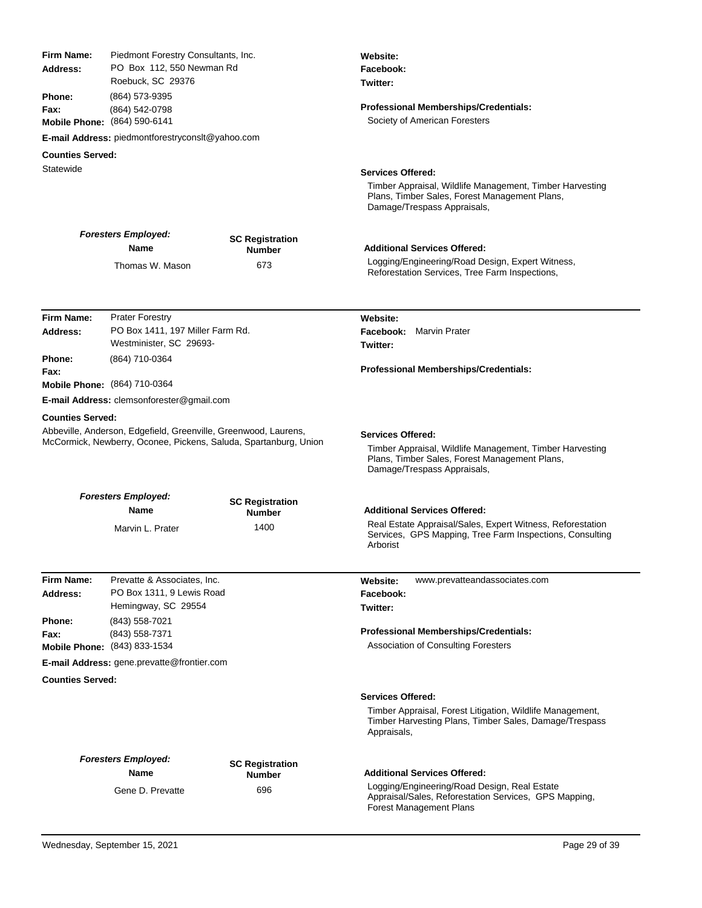**Firm Name:** Piedmont Forestry Consultants, Inc.
**Address:** PO Box 112, 550 Newman Rd
Roebuck, SC 29376
**Phone:** (864) 573-9395
**Fax:** (864) 542-0798
**Mobile Phone:** (864) 590-6141
**E-mail Address:** piedmontforestryconslt@yahoo.com

**Counties Served:**
Statewide

**Website:**
**Facebook:**
**Twitter:**

**Professional Memberships/Credentials:**
Society of American Foresters

**Services Offered:**
Timber Appraisal, Wildlife Management, Timber Harvesting Plans, Timber Sales, Forest Management Plans, Damage/Trespass Appraisals,

***Foresters Employed:***

| Name | SC Registration Number |
| --- | --- |
| Thomas W. Mason | 673 |

**Additional Services Offered:**
Logging/Engineering/Road Design, Expert Witness, Reforestation Services, Tree Farm Inspections,

---

**Firm Name:** Prater Forestry
**Address:** PO Box 1411, 197 Miller Farm Rd.
Westminister, SC 29693-
**Phone:** (864) 710-0364
**Fax:**
**Mobile Phone:** (864) 710-0364
**E-mail Address:** clemsonforester@gmail.com

**Counties Served:**
Abbeville, Anderson, Edgefield, Greenville, Greenwood, Laurens, McCormick, Newberry, Oconee, Pickens, Saluda, Spartanburg, Union

**Website:**
**Facebook:** Marvin Prater
**Twitter:**

**Professional Memberships/Credentials:**

**Services Offered:**
Timber Appraisal, Wildlife Management, Timber Harvesting Plans, Timber Sales, Forest Management Plans, Damage/Trespass Appraisals,

***Foresters Employed:***

| Name | SC Registration Number |
| --- | --- |
| Marvin L. Prater | 1400 |

**Additional Services Offered:**
Real Estate Appraisal/Sales, Expert Witness, Reforestation Services, GPS Mapping, Tree Farm Inspections, Consulting Arborist

---

**Firm Name:** Prevatte & Associates, Inc.
**Address:** PO Box 1311, 9 Lewis Road
Hemingway, SC 29554
**Phone:** (843) 558-7021
**Fax:** (843) 558-7371
**Mobile Phone:** (843) 833-1534
**E-mail Address:** gene.prevatte@frontier.com

**Counties Served:**

**Website:** www.prevatteandassociates.com
**Facebook:**
**Twitter:**

**Professional Memberships/Credentials:**
Association of Consulting Foresters

**Services Offered:**
Timber Appraisal, Forest Litigation, Wildlife Management, Timber Harvesting Plans, Timber Sales, Damage/Trespass Appraisals,

***Foresters Employed:***

| Name | SC Registration Number |
| --- | --- |
| Gene D. Prevatte | 696 |

**Additional Services Offered:**
Logging/Engineering/Road Design, Real Estate Appraisal/Sales, Reforestation Services, GPS Mapping, Forest Management Plans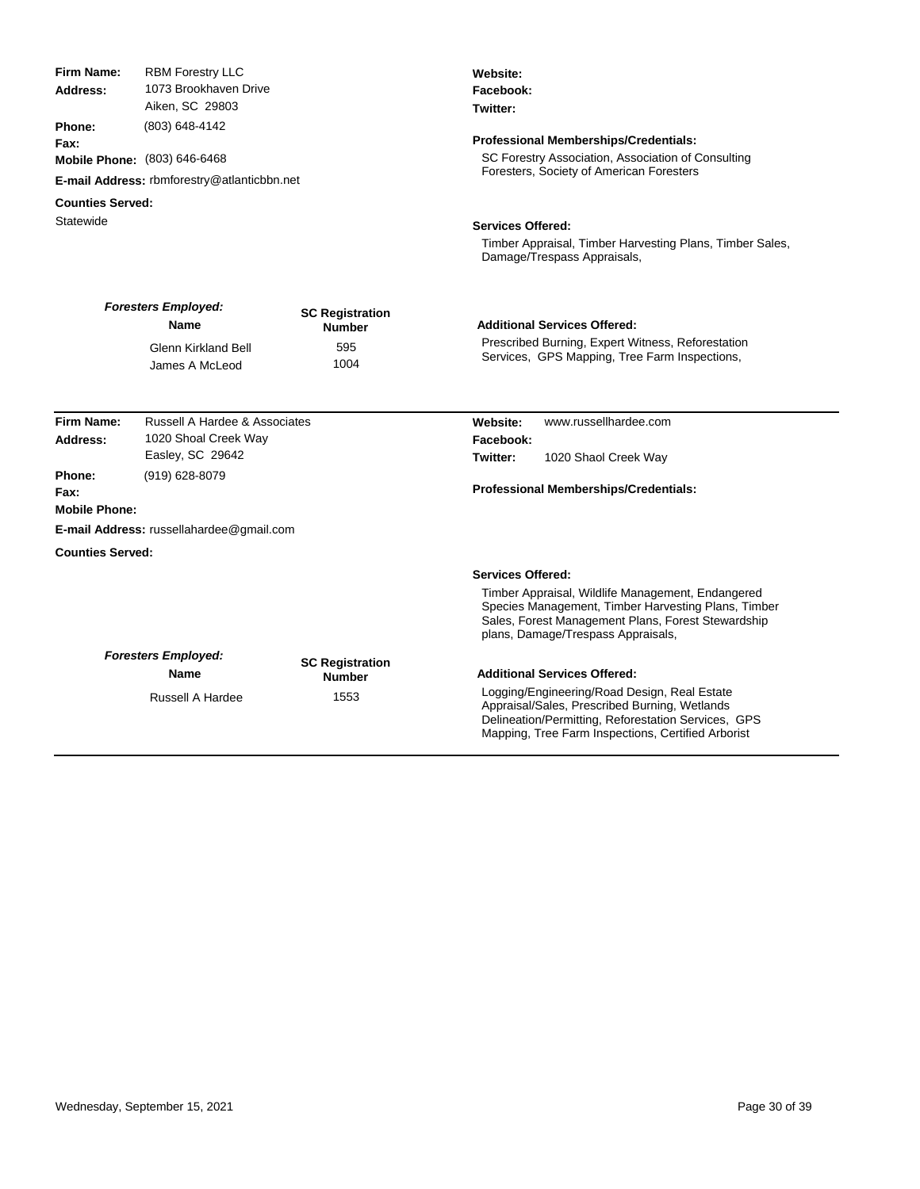**Firm Name:** RBM Forestry LLC
**Address:** 1073 Brookhaven Drive
Aiken, SC 29803
**Phone:** (803) 648-4142
**Fax:**
**Mobile Phone:** (803) 646-6468
**E-mail Address:** rbmforestry@atlanticbbn.net
**Counties Served:**
Statewide

**Website:**
**Facebook:**
**Twitter:**

**Professional Memberships/Credentials:**
SC Forestry Association, Association of Consulting Foresters, Society of American Foresters

**Services Offered:**
Timber Appraisal, Timber Harvesting Plans, Timber Sales, Damage/Trespass Appraisals,

***Foresters Employed:***

| Name | SC Registration Number |
|---|---|
| Glenn Kirkland Bell | 595 |
| James A McLeod | 1004 |

**Additional Services Offered:**
Prescribed Burning, Expert Witness, Reforestation Services, GPS Mapping, Tree Farm Inspections,

---

**Firm Name:** Russell A Hardee & Associates
**Address:** 1020 Shoal Creek Way
Easley, SC 29642
**Phone:** (919) 628-8079
**Fax:**
**Mobile Phone:**
**E-mail Address:** russellahardee@gmail.com
**Counties Served:**

**Website:** www.russellhardee.com
**Facebook:**
**Twitter:** 1020 Shaol Creek Way

**Professional Memberships/Credentials:**

**Services Offered:**
Timber Appraisal, Wildlife Management, Endangered Species Management, Timber Harvesting Plans, Timber Sales, Forest Management Plans, Forest Stewardship plans, Damage/Trespass Appraisals,

***Foresters Employed:***

| Name | SC Registration Number |
|---|---|
| Russell A Hardee | 1553 |

**Additional Services Offered:**
Logging/Engineering/Road Design, Real Estate Appraisal/Sales, Prescribed Burning, Wetlands Delineation/Permitting, Reforestation Services, GPS Mapping, Tree Farm Inspections, Certified Arborist

Wednesday, September 15, 2021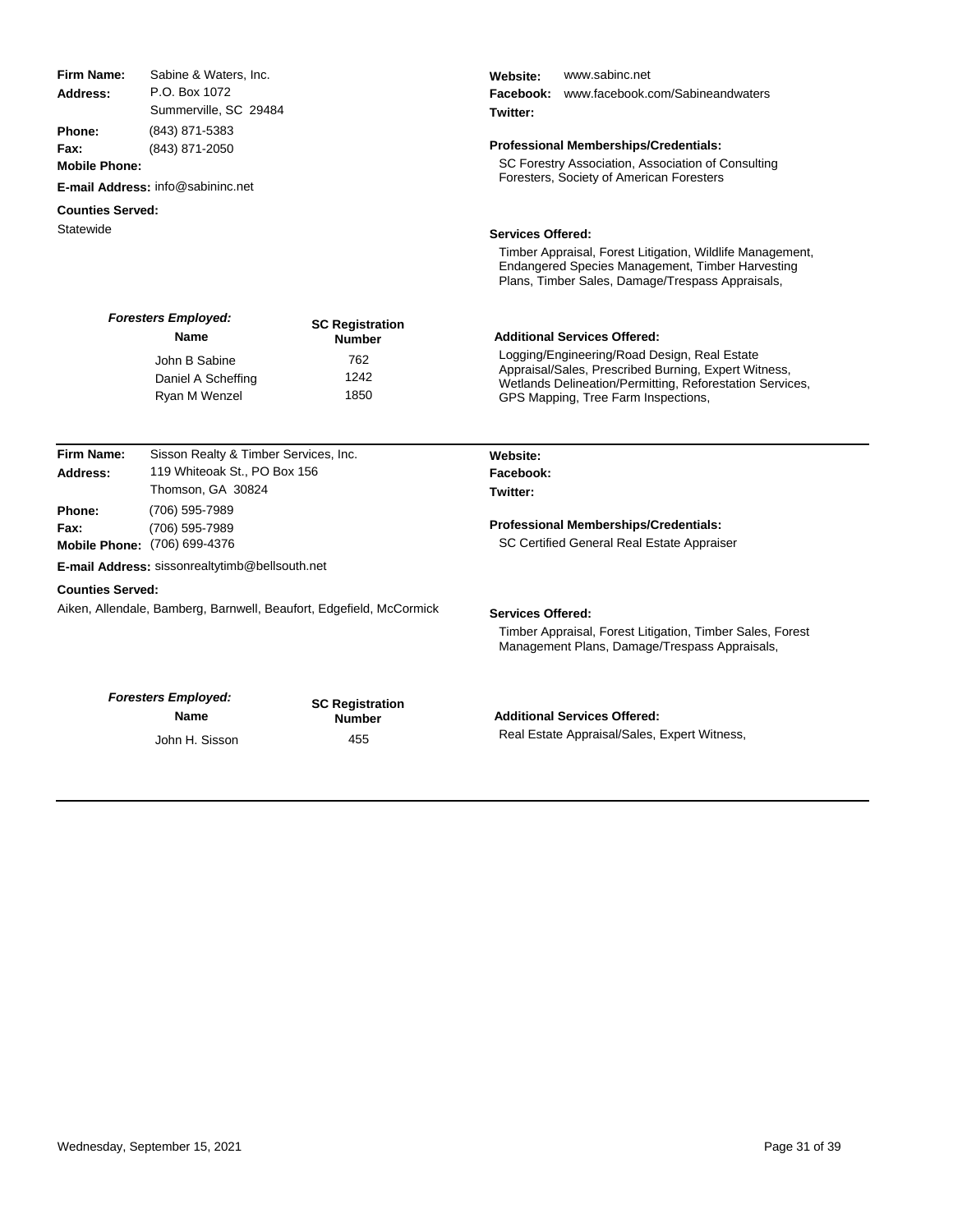**Firm Name:** Sabine & Waters, Inc.
**Address:** P.O. Box 1072
Summerville, SC 29484
**Phone:** (843) 871-5383
**Fax:** (843) 871-2050
**Mobile Phone:**
**E-mail Address:** info@sabininc.net

**Counties Served:**
Statewide

**Website:** www.sabinc.net
**Facebook:** www.facebook.com/Sabineandwaters
**Twitter:**

**Professional Memberships/Credentials:**
SC Forestry Association, Association of Consulting Foresters, Society of American Foresters

**Services Offered:**
Timber Appraisal, Forest Litigation, Wildlife Management, Endangered Species Management, Timber Harvesting Plans, Timber Sales, Damage/Trespass Appraisals,

***Foresters Employed:***

| Name | SC Registration Number |
|---|---|
| John B Sabine | 762 |
| Daniel A Scheffing | 1242 |
| Ryan M Wenzel | 1850 |

**Additional Services Offered:**
Logging/Engineering/Road Design, Real Estate Appraisal/Sales, Prescribed Burning, Expert Witness, Wetlands Delineation/Permitting, Reforestation Services, GPS Mapping, Tree Farm Inspections,

---

**Firm Name:** Sisson Realty & Timber Services, Inc.
**Address:** 119 Whiteoak St., PO Box 156
Thomson, GA 30824
**Phone:** (706) 595-7989
**Fax:** (706) 595-7989
**Mobile Phone:** (706) 699-4376
**E-mail Address:** sissonrealtytimb@bellsouth.net

**Counties Served:**
Aiken, Allendale, Bamberg, Barnwell, Beaufort, Edgefield, McCormick

**Website:**
**Facebook:**
**Twitter:**

**Professional Memberships/Credentials:**
SC Certified General Real Estate Appraiser

**Services Offered:**
Timber Appraisal, Forest Litigation, Timber Sales, Forest Management Plans, Damage/Trespass Appraisals,

***Foresters Employed:***

| Name | SC Registration Number |
|---|---|
| John H. Sisson | 455 |

**Additional Services Offered:**
Real Estate Appraisal/Sales, Expert Witness,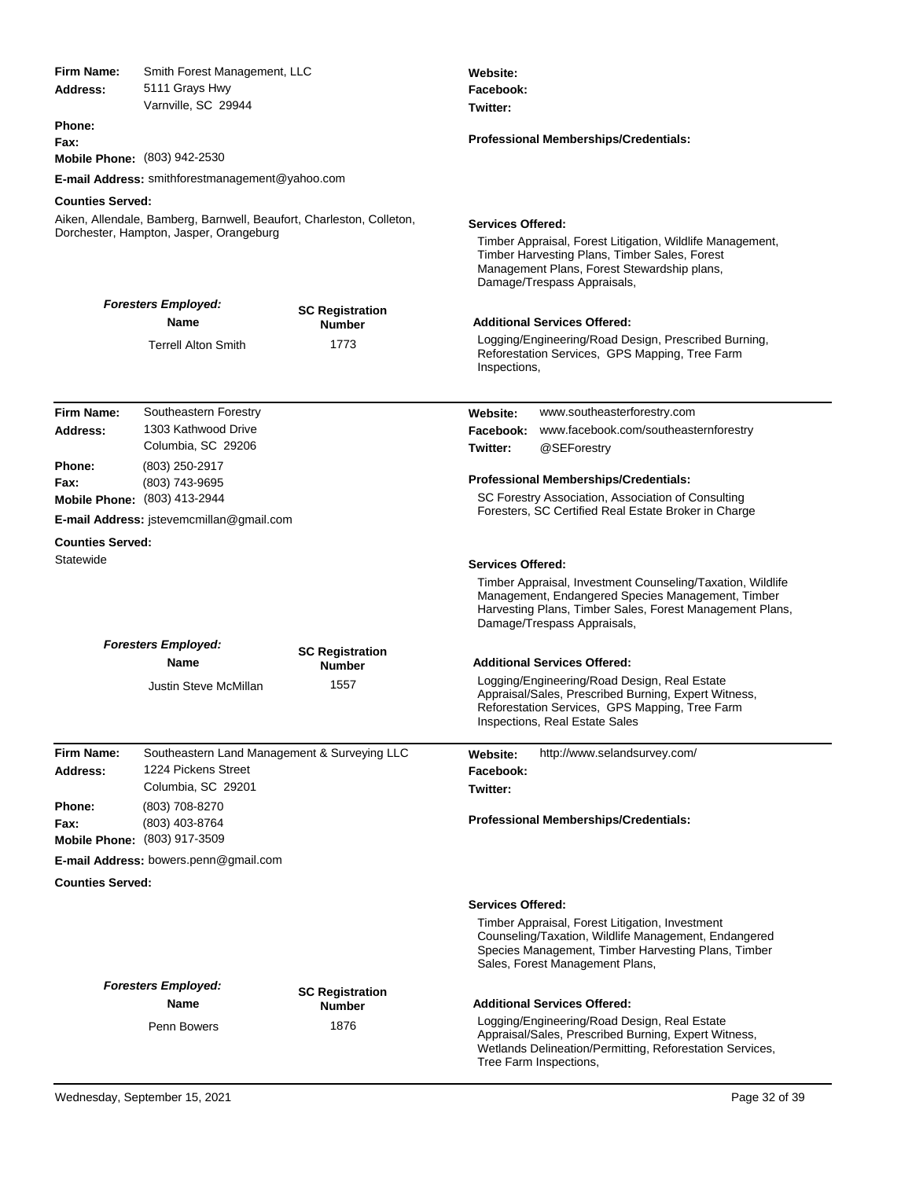**Firm Name:** Smith Forest Management, LLC
**Address:** 5111 Grays Hwy
Varnville, SC 29944
**Phone:**
**Fax:**
**Mobile Phone:** (803) 942-2530
**E-mail Address:** smithforestmanagement@yahoo.com

**Website:**
**Facebook:**
**Twitter:**

**Professional Memberships/Credentials:**

**Counties Served:**
Aiken, Allendale, Bamberg, Barnwell, Beaufort, Charleston, Colleton, Dorchester, Hampton, Jasper, Orangeburg

**Services Offered:**
Timber Appraisal, Forest Litigation, Wildlife Management, Timber Harvesting Plans, Timber Sales, Forest Management Plans, Forest Stewardship plans, Damage/Trespass Appraisals,

***Foresters Employed:***

| Name | SC Registration Number |
|---|---|
| Terrell Alton Smith | 1773 |

**Additional Services Offered:**
Logging/Engineering/Road Design, Prescribed Burning, Reforestation Services, GPS Mapping, Tree Farm Inspections,

---

**Firm Name:** Southeastern Forestry
**Address:** 1303 Kathwood Drive
Columbia, SC 29206
**Phone:** (803) 250-2917
**Fax:** (803) 743-9695
**Mobile Phone:** (803) 413-2944
**E-mail Address:** jstevemcmillan@gmail.com

**Website:** www.southeasterforestry.com
**Facebook:** www.facebook.com/southeasternforestry
**Twitter:** @SEForestry

**Professional Memberships/Credentials:**
SC Forestry Association, Association of Consulting Foresters, SC Certified Real Estate Broker in Charge

**Counties Served:**
Statewide

**Services Offered:**
Timber Appraisal, Investment Counseling/Taxation, Wildlife Management, Endangered Species Management, Timber Harvesting Plans, Timber Sales, Forest Management Plans, Damage/Trespass Appraisals,

***Foresters Employed:***

| Name | SC Registration Number |
|---|---|
| Justin Steve McMillan | 1557 |

**Additional Services Offered:**
Logging/Engineering/Road Design, Real Estate Appraisal/Sales, Prescribed Burning, Expert Witness, Reforestation Services, GPS Mapping, Tree Farm Inspections, Real Estate Sales

---

**Firm Name:** Southeastern Land Management & Surveying LLC
**Address:** 1224 Pickens Street
Columbia, SC 29201
**Phone:** (803) 708-8270
**Fax:** (803) 403-8764
**Mobile Phone:** (803) 917-3509
**E-mail Address:** bowers.penn@gmail.com

**Website:** http://www.selandsurvey.com/
**Facebook:**
**Twitter:**

**Professional Memberships/Credentials:**

**Counties Served:**

**Services Offered:**
Timber Appraisal, Forest Litigation, Investment Counseling/Taxation, Wildlife Management, Endangered Species Management, Timber Harvesting Plans, Timber Sales, Forest Management Plans,

***Foresters Employed:***

| Name | SC Registration Number |
|---|---|
| Penn Bowers | 1876 |

**Additional Services Offered:**
Logging/Engineering/Road Design, Real Estate Appraisal/Sales, Prescribed Burning, Expert Witness, Wetlands Delineation/Permitting, Reforestation Services, Tree Farm Inspections,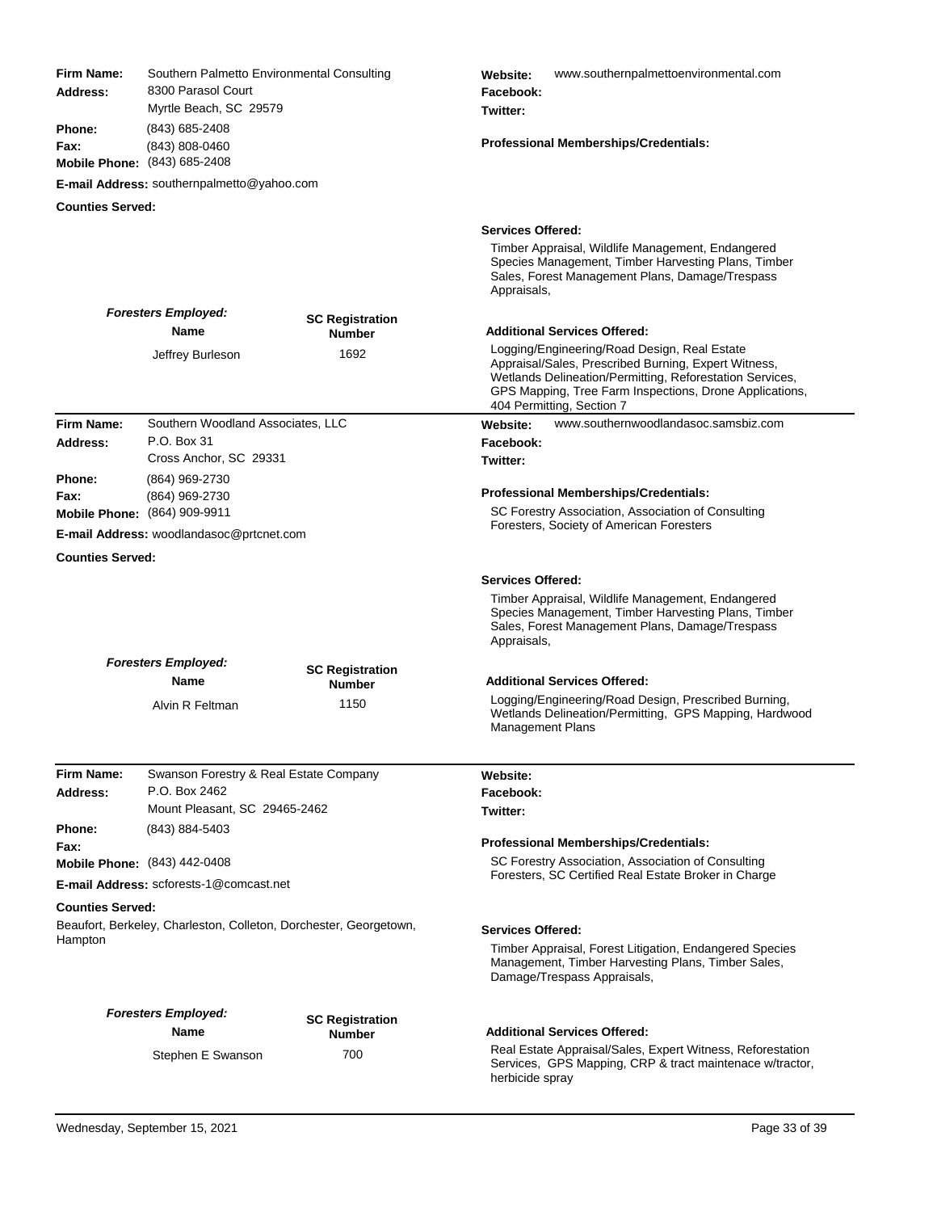**Firm Name:** Southern Palmetto Environmental Consulting
**Address:** 8300 Parasol Court
Myrtle Beach, SC 29579
**Phone:** (843) 685-2408
**Fax:** (843) 808-0460
**Mobile Phone:** (843) 685-2408
**E-mail Address:** southernpalmetto@yahoo.com
**Counties Served:**

**Website:** www.southernpalmettoenvironmental.com
**Facebook:**
**Twitter:**

**Professional Memberships/Credentials:**

**Services Offered:**

Timber Appraisal, Wildlife Management, Endangered Species Management, Timber Harvesting Plans, Timber Sales, Forest Management Plans, Damage/Trespass Appraisals,

***Foresters Employed:***

| Name | SC Registration Number |
|---|---|
| Jeffrey Burleson | 1692 |

**Additional Services Offered:**

Logging/Engineering/Road Design, Real Estate Appraisal/Sales, Prescribed Burning, Expert Witness, Wetlands Delineation/Permitting, Reforestation Services, GPS Mapping, Tree Farm Inspections, Drone Applications, 404 Permitting, Section 7

---

**Firm Name:** Southern Woodland Associates, LLC
**Address:** P.O. Box 31
Cross Anchor, SC 29331
**Phone:** (864) 969-2730
**Fax:** (864) 969-2730
**Mobile Phone:** (864) 909-9911
**E-mail Address:** woodlandasoc@prtcnet.com
**Counties Served:**

**Website:** www.southernwoodlandasoc.samsbiz.com
**Facebook:**
**Twitter:**

**Professional Memberships/Credentials:**

SC Forestry Association, Association of Consulting Foresters, Society of American Foresters

**Services Offered:**

Timber Appraisal, Wildlife Management, Endangered Species Management, Timber Harvesting Plans, Timber Sales, Forest Management Plans, Damage/Trespass Appraisals,

***Foresters Employed:***

| Name | SC Registration Number |
|---|---|
| Alvin R Feltman | 1150 |

**Additional Services Offered:**

Logging/Engineering/Road Design, Prescribed Burning, Wetlands Delineation/Permitting, GPS Mapping, Hardwood Management Plans

---

**Firm Name:** Swanson Forestry & Real Estate Company
**Address:** P.O. Box 2462
Mount Pleasant, SC 29465-2462
**Phone:** (843) 884-5403
**Fax:**
**Mobile Phone:** (843) 442-0408
**E-mail Address:** scforests-1@comcast.net
**Counties Served:**
Beaufort, Berkeley, Charleston, Colleton, Dorchester, Georgetown, Hampton

**Website:**
**Facebook:**
**Twitter:**

**Professional Memberships/Credentials:**

SC Forestry Association, Association of Consulting Foresters, SC Certified Real Estate Broker in Charge

**Services Offered:**

Timber Appraisal, Forest Litigation, Endangered Species Management, Timber Harvesting Plans, Timber Sales, Damage/Trespass Appraisals,

***Foresters Employed:***

| Name | SC Registration Number |
|---|---|
| Stephen E Swanson | 700 |

**Additional Services Offered:**

Real Estate Appraisal/Sales, Expert Witness, Reforestation Services, GPS Mapping, CRP & tract maintenace w/tractor, herbicide spray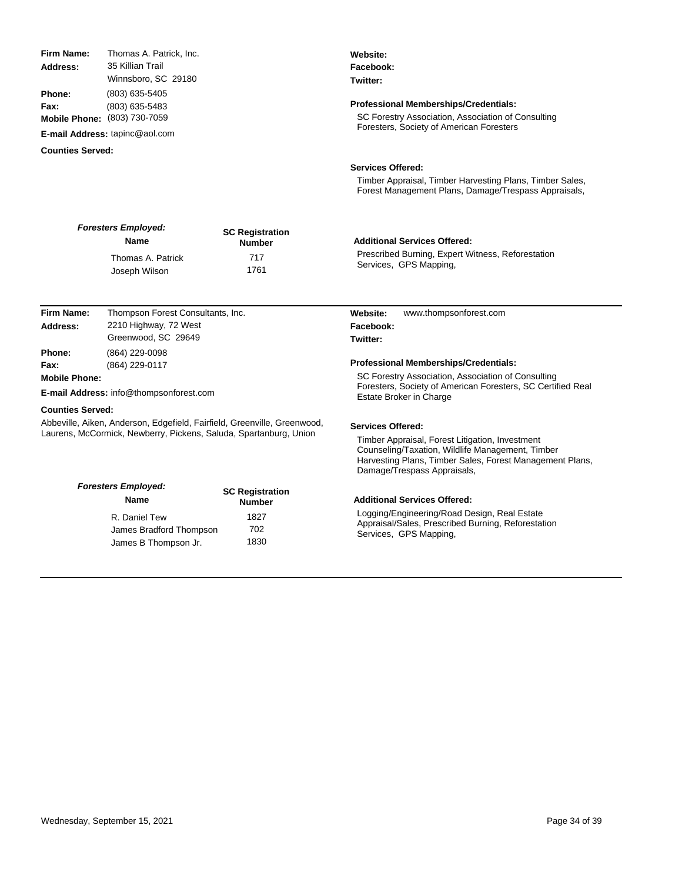**Firm Name:** Thomas A. Patrick, Inc.
**Address:** 35 Killian Trail
Winnsboro, SC 29180
**Phone:** (803) 635-5405
**Fax:** (803) 635-5483
**Mobile Phone:** (803) 730-7059
**E-mail Address:** tapinc@aol.com
**Counties Served:**

**Website:**
**Facebook:**
**Twitter:**

**Professional Memberships/Credentials:**
SC Forestry Association, Association of Consulting Foresters, Society of American Foresters

**Services Offered:**
Timber Appraisal, Timber Harvesting Plans, Timber Sales, Forest Management Plans, Damage/Trespass Appraisals,

***Foresters Employed:***

| Name | SC Registration Number |
|---|---|
| Thomas A. Patrick | 717 |
| Joseph Wilson | 1761 |

**Additional Services Offered:**
Prescribed Burning, Expert Witness, Reforestation Services, GPS Mapping,

---

**Firm Name:** Thompson Forest Consultants, Inc.
**Address:** 2210 Highway, 72 West
Greenwood, SC 29649
**Phone:** (864) 229-0098
**Fax:** (864) 229-0117
**Mobile Phone:**
**E-mail Address:** info@thompsonforest.com
**Counties Served:**
Abbeville, Aiken, Anderson, Edgefield, Fairfield, Greenville, Greenwood, Laurens, McCormick, Newberry, Pickens, Saluda, Spartanburg, Union

**Website:** www.thompsonforest.com
**Facebook:**
**Twitter:**

**Professional Memberships/Credentials:**
SC Forestry Association, Association of Consulting Foresters, Society of American Foresters, SC Certified Real Estate Broker in Charge

**Services Offered:**
Timber Appraisal, Forest Litigation, Investment Counseling/Taxation, Wildlife Management, Timber Harvesting Plans, Timber Sales, Forest Management Plans, Damage/Trespass Appraisals,

***Foresters Employed:***

| Name | SC Registration Number |
|---|---|
| R. Daniel Tew | 1827 |
| James Bradford Thompson | 702 |
| James B Thompson Jr. | 1830 |

**Additional Services Offered:**
Logging/Engineering/Road Design, Real Estate Appraisal/Sales, Prescribed Burning, Reforestation Services, GPS Mapping,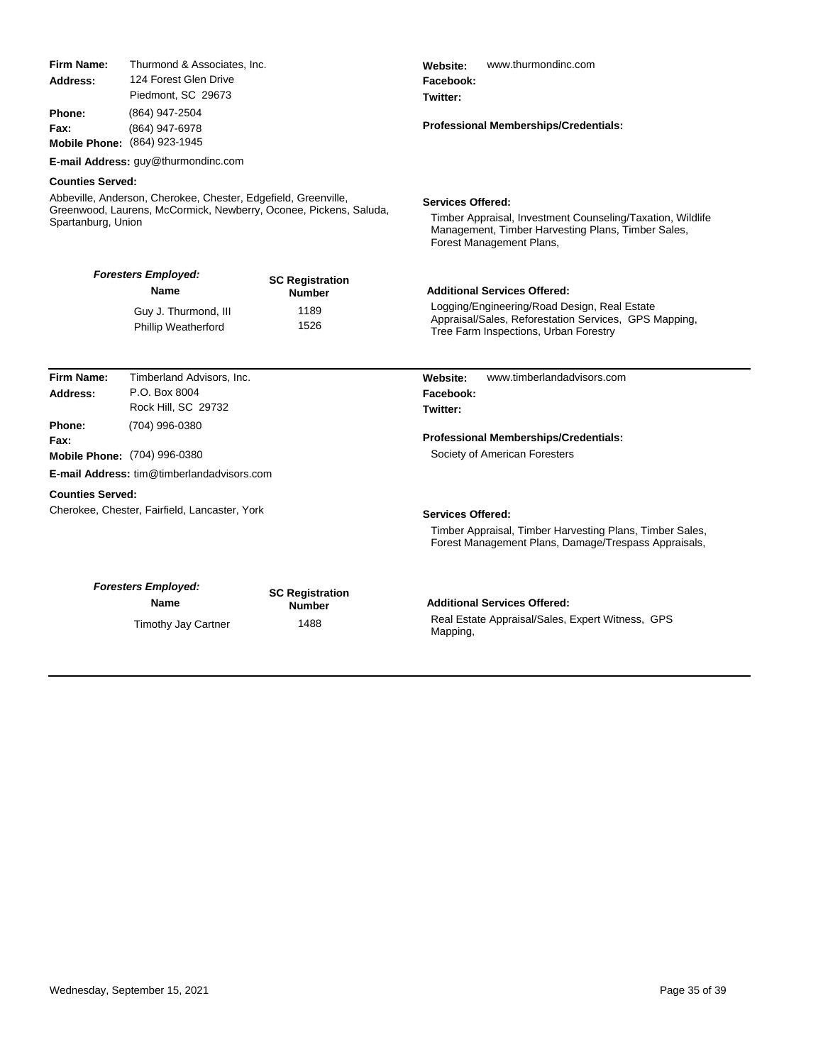**Firm Name:** Thurmond & Associates, Inc.
**Address:** 124 Forest Glen Drive
Piedmont, SC 29673
**Phone:** (864) 947-2504
**Fax:** (864) 947-6978
**Mobile Phone:** (864) 923-1945
**E-mail Address:** guy@thurmondinc.com

**Website:** www.thurmondinc.com
**Facebook:**
**Twitter:**

**Professional Memberships/Credentials:**

**Counties Served:**

Abbeville, Anderson, Cherokee, Chester, Edgefield, Greenville, Greenwood, Laurens, McCormick, Newberry, Oconee, Pickens, Saluda, Spartanburg, Union

**Services Offered:**

Timber Appraisal, Investment Counseling/Taxation, Wildlife Management, Timber Harvesting Plans, Timber Sales, Forest Management Plans,

***Foresters Employed:***

| Name | SC Registration Number |
|---|---|
| Guy J. Thurmond, III | 1189 |
| Phillip Weatherford | 1526 |

**Additional Services Offered:**

Logging/Engineering/Road Design, Real Estate Appraisal/Sales, Reforestation Services, GPS Mapping, Tree Farm Inspections, Urban Forestry

---

**Firm Name:** Timberland Advisors, Inc.
**Address:** P.O. Box 8004
Rock Hill, SC 29732
**Phone:** (704) 996-0380
**Fax:**
**Mobile Phone:** (704) 996-0380
**E-mail Address:** tim@timberlandadvisors.com

**Website:** www.timberlandadvisors.com
**Facebook:**
**Twitter:**

**Professional Memberships/Credentials:**

Society of American Foresters

**Counties Served:**

Cherokee, Chester, Fairfield, Lancaster, York

**Services Offered:**

Timber Appraisal, Timber Harvesting Plans, Timber Sales, Forest Management Plans, Damage/Trespass Appraisals,

***Foresters Employed:***

| Name | SC Registration Number |
|---|---|
| Timothy Jay Cartner | 1488 |

**Additional Services Offered:**

Real Estate Appraisal/Sales, Expert Witness, GPS Mapping,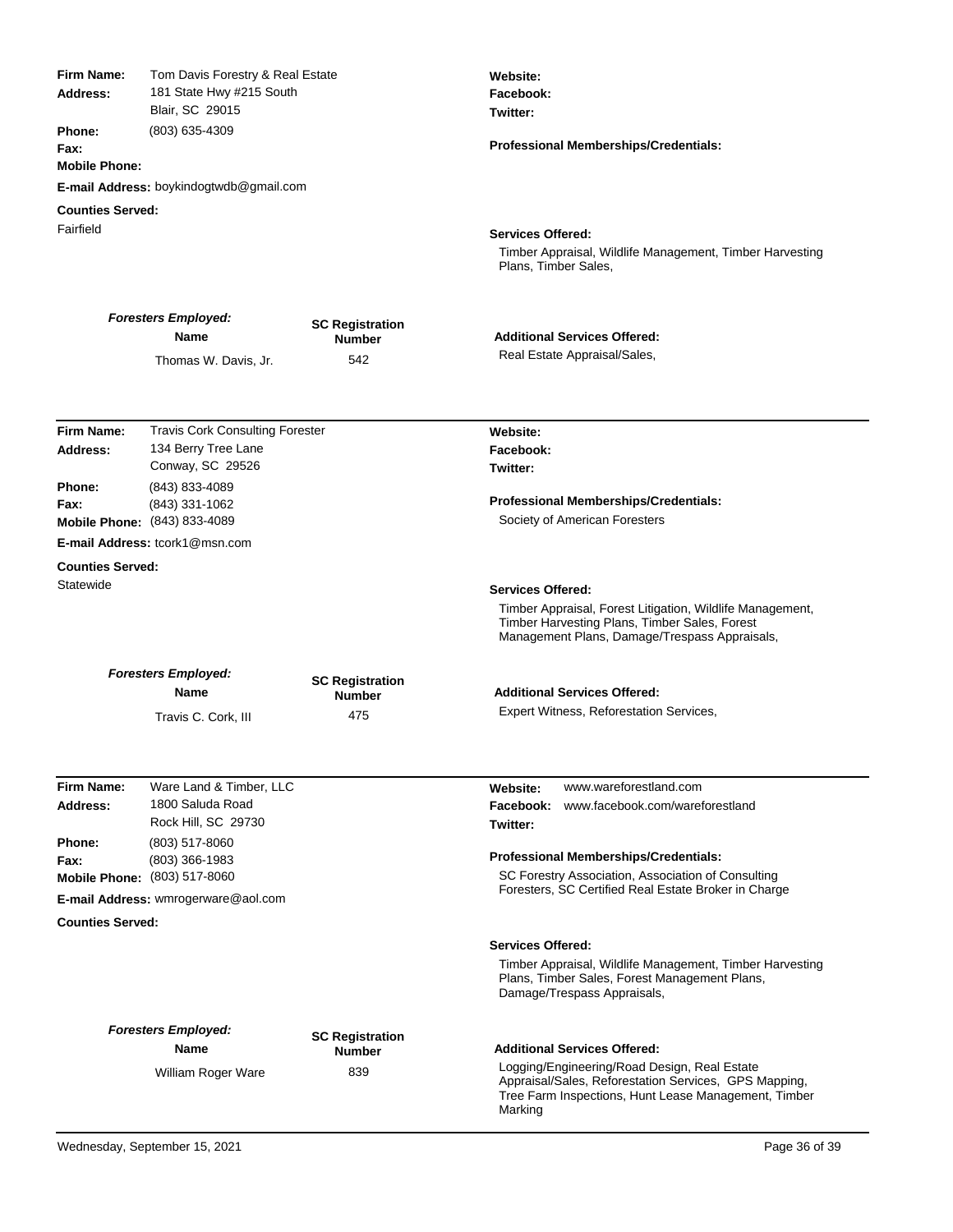**Firm Name:** Tom Davis Forestry & Real Estate
**Address:** 181 State Hwy #215 South
Blair, SC 29015
**Phone:** (803) 635-4309
**Fax:**
**Mobile Phone:**
**E-mail Address:** boykindogtwdb@gmail.com

**Counties Served:**
Fairfield

**Website:**
**Facebook:**
**Twitter:**

**Professional Memberships/Credentials:**

**Services Offered:**
Timber Appraisal, Wildlife Management, Timber Harvesting Plans, Timber Sales,

***Foresters Employed:***

| Name | SC Registration Number |
| --- | --- |
| Thomas W. Davis, Jr. | 542 |

**Additional Services Offered:**
Real Estate Appraisal/Sales,

---

**Firm Name:** Travis Cork Consulting Forester
**Address:** 134 Berry Tree Lane
Conway, SC 29526
**Phone:** (843) 833-4089
**Fax:** (843) 331-1062
**Mobile Phone:** (843) 833-4089
**E-mail Address:** tcork1@msn.com

**Counties Served:**
Statewide

**Website:**
**Facebook:**
**Twitter:**

**Professional Memberships/Credentials:**
Society of American Foresters

**Services Offered:**
Timber Appraisal, Forest Litigation, Wildlife Management, Timber Harvesting Plans, Timber Sales, Forest Management Plans, Damage/Trespass Appraisals,

***Foresters Employed:***

| Name | SC Registration Number |
| --- | --- |
| Travis C. Cork, III | 475 |

**Additional Services Offered:**
Expert Witness, Reforestation Services,

---

**Firm Name:** Ware Land & Timber, LLC
**Address:** 1800 Saluda Road
Rock Hill, SC 29730
**Phone:** (803) 517-8060
**Fax:** (803) 366-1983
**Mobile Phone:** (803) 517-8060
**E-mail Address:** wmrogerware@aol.com

**Counties Served:**

**Website:** www.wareforestland.com
**Facebook:** www.facebook.com/wareforestland
**Twitter:**

**Professional Memberships/Credentials:**
SC Forestry Association, Association of Consulting Foresters, SC Certified Real Estate Broker in Charge

**Services Offered:**
Timber Appraisal, Wildlife Management, Timber Harvesting Plans, Timber Sales, Forest Management Plans, Damage/Trespass Appraisals,

***Foresters Employed:***

| Name | SC Registration Number |
| --- | --- |
| William Roger Ware | 839 |

**Additional Services Offered:**
Logging/Engineering/Road Design, Real Estate Appraisal/Sales, Reforestation Services, GPS Mapping, Tree Farm Inspections, Hunt Lease Management, Timber Marking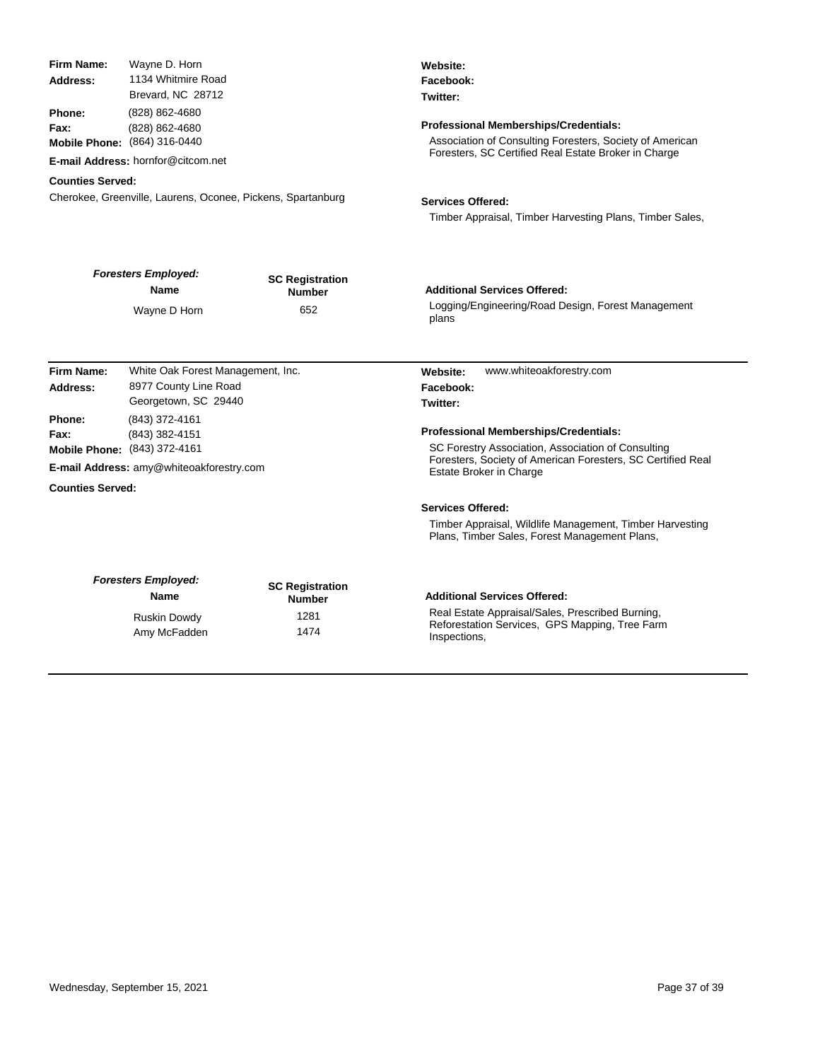**Firm Name:** Wayne D. Horn
**Address:** 1134 Whitmire Road
Brevard, NC 28712
**Phone:** (828) 862-4680
**Fax:** (828) 862-4680
**Mobile Phone:** (864) 316-0440
**E-mail Address:** hornfor@citcom.net

**Counties Served:**
Cherokee, Greenville, Laurens, Oconee, Pickens, Spartanburg

**Website:**
**Facebook:**
**Twitter:**

**Professional Memberships/Credentials:**
Association of Consulting Foresters, Society of American Foresters, SC Certified Real Estate Broker in Charge

**Services Offered:**
Timber Appraisal, Timber Harvesting Plans, Timber Sales,

***Foresters Employed:***

| Name | SC Registration Number |
|---|---|
| Wayne D Horn | 652 |

**Additional Services Offered:**
Logging/Engineering/Road Design, Forest Management plans

---

**Firm Name:** White Oak Forest Management, Inc.
**Address:** 8977 County Line Road
Georgetown, SC 29440
**Phone:** (843) 372-4161
**Fax:** (843) 382-4151
**Mobile Phone:** (843) 372-4161
**E-mail Address:** amy@whiteoakforestry.com

**Counties Served:**

**Website:** www.whiteoakforestry.com
**Facebook:**
**Twitter:**

**Professional Memberships/Credentials:**
SC Forestry Association, Association of Consulting Foresters, Society of American Foresters, SC Certified Real Estate Broker in Charge

**Services Offered:**
Timber Appraisal, Wildlife Management, Timber Harvesting Plans, Timber Sales, Forest Management Plans,

***Foresters Employed:***

| Name | SC Registration Number |
|---|---|
| Ruskin Dowdy | 1281 |
| Amy McFadden | 1474 |

**Additional Services Offered:**
Real Estate Appraisal/Sales, Prescribed Burning, Reforestation Services, GPS Mapping, Tree Farm Inspections,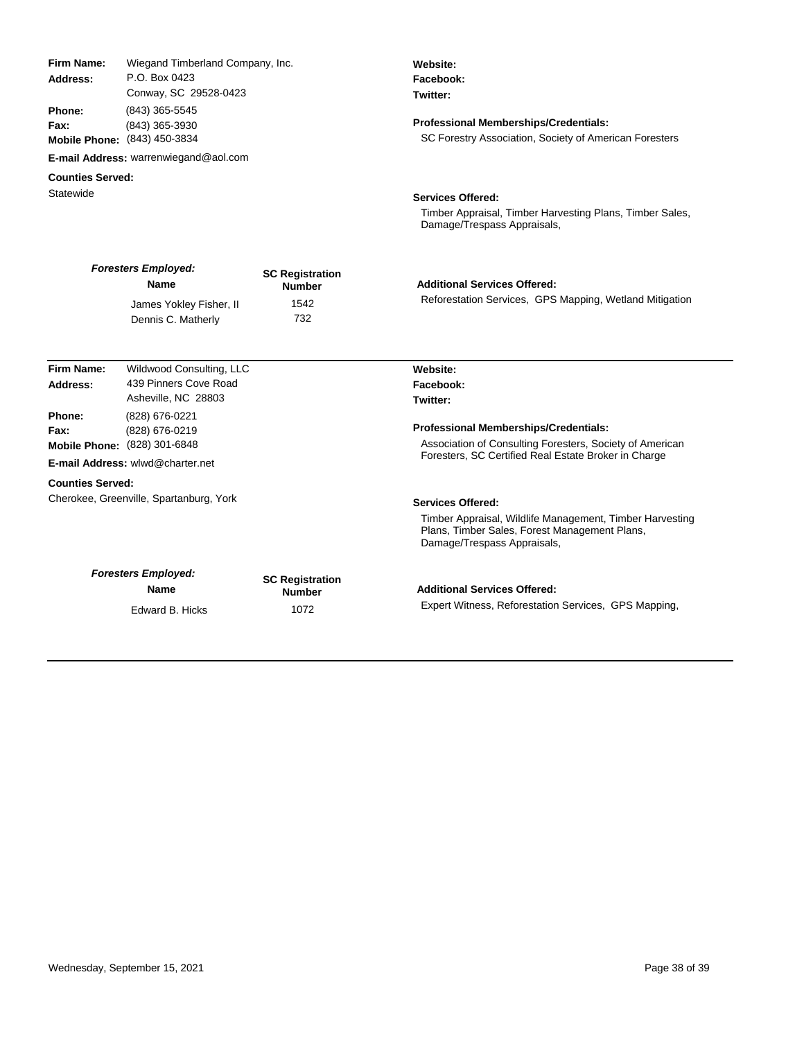**Firm Name:** Wiegand Timberland Company, Inc.
**Address:** P.O. Box 0423
Conway, SC 29528-0423
**Phone:** (843) 365-5545
**Fax:** (843) 365-3930
**Mobile Phone:** (843) 450-3834
**E-mail Address:** warrenwiegand@aol.com

**Counties Served:**
Statewide

**Website:**
**Facebook:**
**Twitter:**

**Professional Memberships/Credentials:**
SC Forestry Association, Society of American Foresters

**Services Offered:**
Timber Appraisal, Timber Harvesting Plans, Timber Sales, Damage/Trespass Appraisals,

***Foresters Employed:***

| Name | SC Registration Number |
|---|---|
| James Yokley Fisher, II | 1542 |
| Dennis C. Matherly | 732 |

**Additional Services Offered:**
Reforestation Services, GPS Mapping, Wetland Mitigation

---

**Firm Name:** Wildwood Consulting, LLC
**Address:** 439 Pinners Cove Road
Asheville, NC 28803
**Phone:** (828) 676-0221
**Fax:** (828) 676-0219
**Mobile Phone:** (828) 301-6848
**E-mail Address:** wlwd@charter.net

**Counties Served:**
Cherokee, Greenville, Spartanburg, York

**Website:**
**Facebook:**
**Twitter:**

**Professional Memberships/Credentials:**
Association of Consulting Foresters, Society of American Foresters, SC Certified Real Estate Broker in Charge

**Services Offered:**
Timber Appraisal, Wildlife Management, Timber Harvesting Plans, Timber Sales, Forest Management Plans, Damage/Trespass Appraisals,

***Foresters Employed:***

| Name | SC Registration Number |
|---|---|
| Edward B. Hicks | 1072 |

**Additional Services Offered:**
Expert Witness, Reforestation Services, GPS Mapping,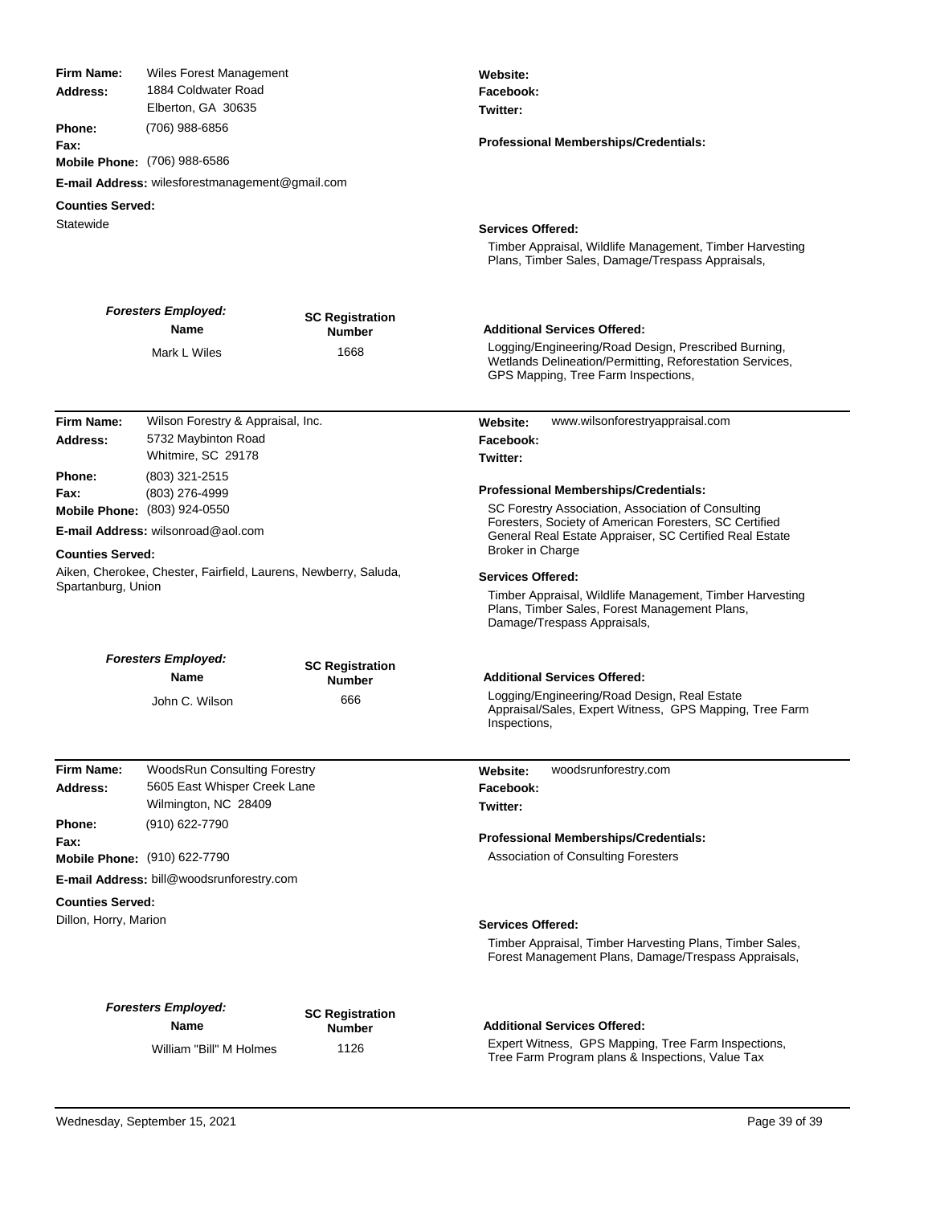**Firm Name:** Wiles Forest Management
**Address:** 1884 Coldwater Road
Elberton, GA 30635
**Phone:** (706) 988-6856
**Fax:**
**Mobile Phone:** (706) 988-6586
**E-mail Address:** wilesforestmanagement@gmail.com

**Counties Served:**
Statewide

**Website:**
**Facebook:**
**Twitter:**

**Professional Memberships/Credentials:**

**Services Offered:**
Timber Appraisal, Wildlife Management, Timber Harvesting Plans, Timber Sales, Damage/Trespass Appraisals,

***Foresters Employed:***

| Name | SC Registration Number |
|---|---|
| Mark L Wiles | 1668 |

**Additional Services Offered:**
Logging/Engineering/Road Design, Prescribed Burning, Wetlands Delineation/Permitting, Reforestation Services, GPS Mapping, Tree Farm Inspections,

---

**Firm Name:** Wilson Forestry & Appraisal, Inc.
**Address:** 5732 Maybinton Road
Whitmire, SC 29178
**Phone:** (803) 321-2515
**Fax:** (803) 276-4999
**Mobile Phone:** (803) 924-0550
**E-mail Address:** wilsonroad@aol.com

**Counties Served:**
Aiken, Cherokee, Chester, Fairfield, Laurens, Newberry, Saluda, Spartanburg, Union

**Website:** www.wilsonforestryappraisal.com
**Facebook:**
**Twitter:**

**Professional Memberships/Credentials:**
SC Forestry Association, Association of Consulting Foresters, Society of American Foresters, SC Certified General Real Estate Appraiser, SC Certified Real Estate Broker in Charge

**Services Offered:**
Timber Appraisal, Wildlife Management, Timber Harvesting Plans, Timber Sales, Forest Management Plans, Damage/Trespass Appraisals,

***Foresters Employed:***

| Name | SC Registration Number |
|---|---|
| John C. Wilson | 666 |

**Additional Services Offered:**
Logging/Engineering/Road Design, Real Estate Appraisal/Sales, Expert Witness, GPS Mapping, Tree Farm Inspections,

---

**Firm Name:** WoodsRun Consulting Forestry
**Address:** 5605 East Whisper Creek Lane
Wilmington, NC 28409
**Phone:** (910) 622-7790
**Fax:**
**Mobile Phone:** (910) 622-7790
**E-mail Address:** bill@woodsrunforestry.com

**Counties Served:**
Dillon, Horry, Marion

**Website:** woodsrunforestry.com
**Facebook:**
**Twitter:**

**Professional Memberships/Credentials:**
Association of Consulting Foresters

**Services Offered:**
Timber Appraisal, Timber Harvesting Plans, Timber Sales, Forest Management Plans, Damage/Trespass Appraisals,

***Foresters Employed:***

| Name | SC Registration Number |
|---|---|
| William "Bill" M Holmes | 1126 |

**Additional Services Offered:**
Expert Witness, GPS Mapping, Tree Farm Inspections, Tree Farm Program plans & Inspections, Value Tax

Wednesday, September 15, 2021